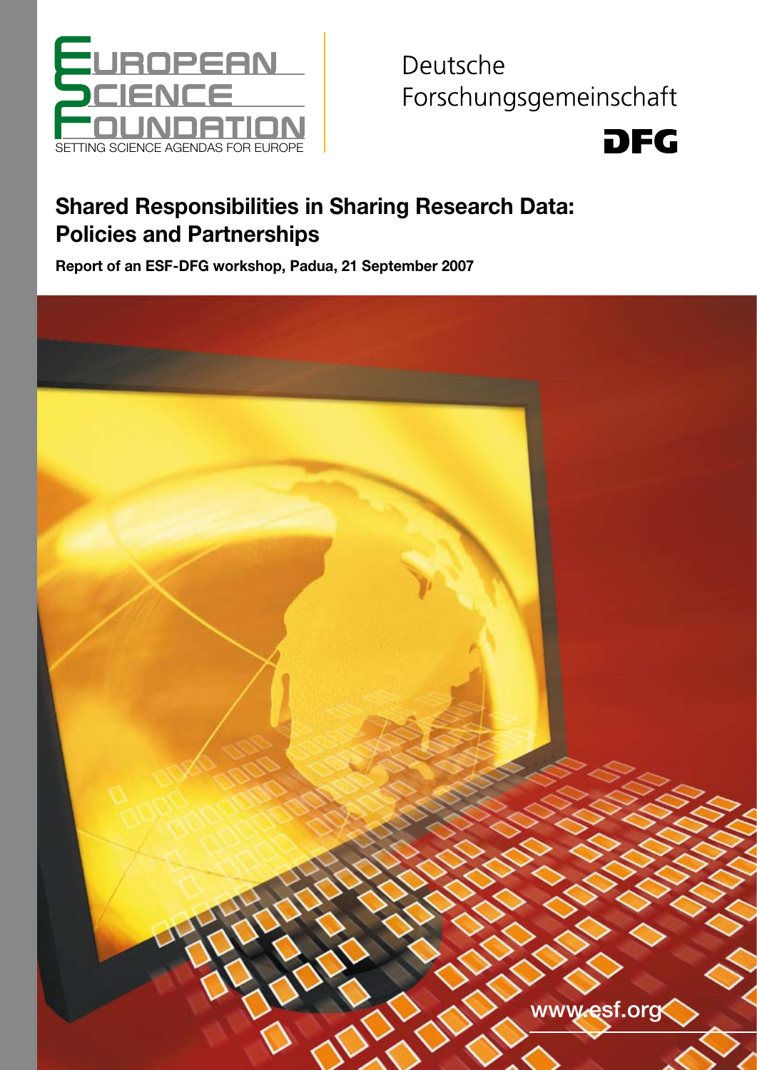EUROPEAN SCIENCE FOUNDATION

SETTING SCIENCE AGENDAS FOR EUROPE

Deutsche Forschungsgemeinschaft

DFG

# Shared Responsibilities in Sharing Research Data: Policies and Partnerships

**Report of an ESF-DFG workshop, Padua, 21 September 2007**

www.esf.org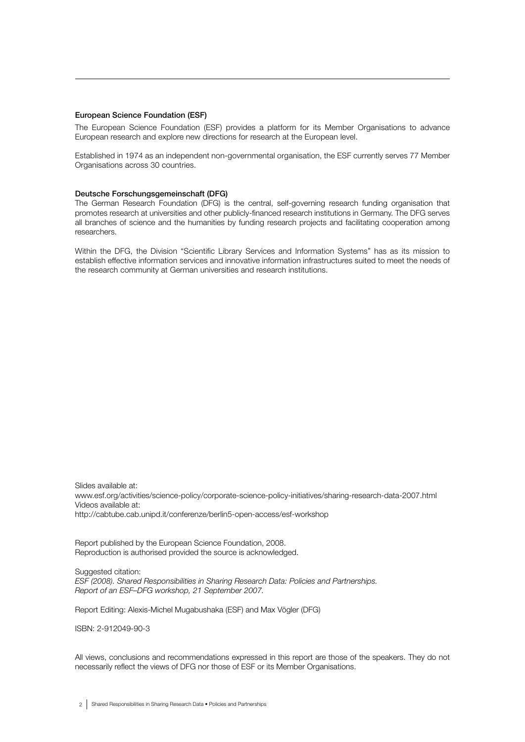**European Science Foundation (ESF)**

The European Science Foundation (ESF) provides a platform for its Member Organisations to advance European research and explore new directions for research at the European level.

Established in 1974 as an independent non-governmental organisation, the ESF currently serves 77 Member Organisations across 30 countries.

**Deutsche Forschungsgemeinschaft (DFG)**

The German Research Foundation (DFG) is the central, self-governing research funding organisation that promotes research at universities and other publicly-financed research institutions in Germany. The DFG serves all branches of science and the humanities by funding research projects and facilitating cooperation among researchers.

Within the DFG, the Division "Scientific Library Services and Information Systems" has as its mission to establish effective information services and innovative information infrastructures suited to meet the needs of the research community at German universities and research institutions.

Slides available at:
www.esf.org/activities/science-policy/corporate-science-policy-initiatives/sharing-research-data-2007.html
Videos available at:
http://cabtube.cab.unipd.it/conferenze/berlin5-open-access/esf-workshop

Report published by the European Science Foundation, 2008.
Reproduction is authorised provided the source is acknowledged.

Suggested citation:
*ESF (2008). Shared Responsibilities in Sharing Research Data: Policies and Partnerships. Report of an ESF–DFG workshop, 21 September 2007.*

Report Editing: Alexis-Michel Mugabushaka (ESF) and Max Vögler (DFG)

ISBN: 2-912049-90-3

All views, conclusions and recommendations expressed in this report are those of the speakers. They do not necessarily reflect the views of DFG nor those of ESF or its Member Organisations.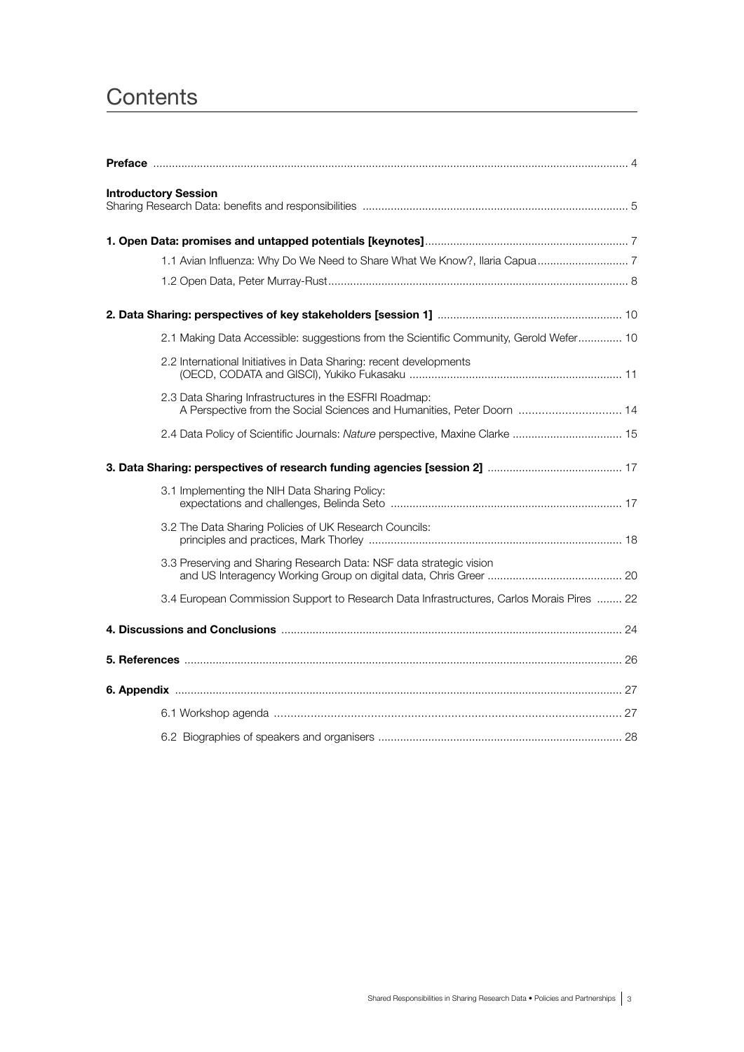# Contents

**Preface** ....................................................................................................................................................... 4

**Introductory Session**
Sharing Research Data: benefits and responsibilities .................................................................................... 5

**1. Open Data: promises and untapped potentials [keynotes]**................................................................. 7

1.1 Avian Influenza: Why Do We Need to Share What We Know?, Ilaria Capua............................. 7

1.2 Open Data, Peter Murray-Rust............................................................................................... 8

**2. Data Sharing: perspectives of key stakeholders [session 1]** .......................................................... 10

2.1 Making Data Accessible: suggestions from the Scientific Community, Gerold Wefer.............. 10

2.2 International Initiatives in Data Sharing: recent developments (OECD, CODATA and GISCI), Yukiko Fukasaku .................................................................. 11

2.3 Data Sharing Infrastructures in the ESFRI Roadmap: A Perspective from the Social Sciences and Humanities, Peter Doorn ............................... 14

2.4 Data Policy of Scientific Journals: *Nature* perspective, Maxine Clarke .................................. 15

**3. Data Sharing: perspectives of research funding agencies [session 2]** ........................................... 17

3.1 Implementing the NIH Data Sharing Policy: expectations and challenges, Belinda Seto ......................................................................... 17

3.2 The Data Sharing Policies of UK Research Councils: principles and practices, Mark Thorley ............................................................................... 18

3.3 Preserving and Sharing Research Data: NSF data strategic vision and US Interagency Working Group on digital data, Chris Greer ........................................... 20

3.4 European Commission Support to Research Data Infrastructures, Carlos Morais Pires ........ 22

**4. Discussions and Conclusions** ........................................................................................................... 24

**5. References** .......................................................................................................................................... 26

**6. Appendix** ............................................................................................................................................. 27

6.1 Workshop agenda ......................................................................................................... 27

6.2 Biographies of speakers and organisers ............................................................................. 28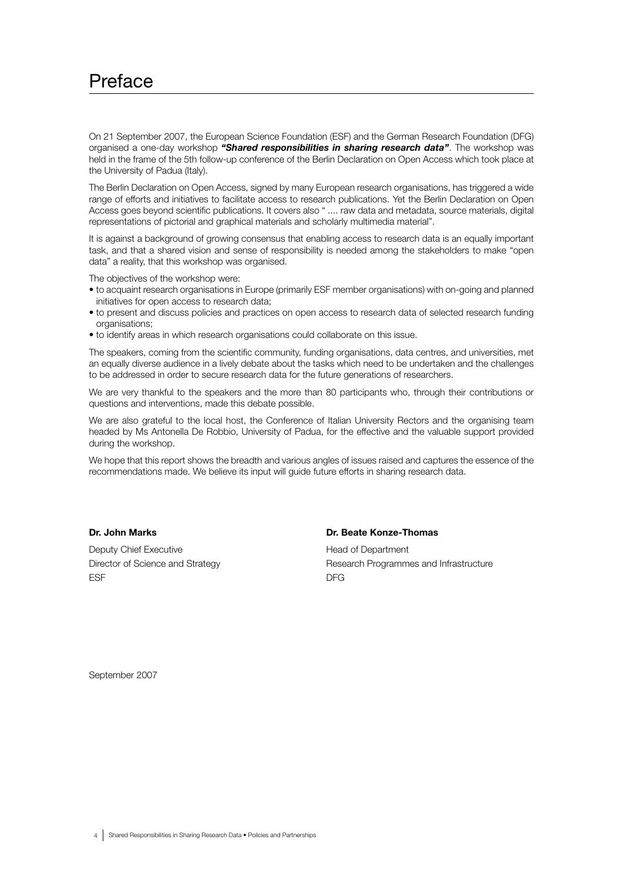# Preface

On 21 September 2007, the European Science Foundation (ESF) and the German Research Foundation (DFG) organised a one-day workshop ***"Shared responsibilities in sharing research data"***. The workshop was held in the frame of the 5th follow-up conference of the Berlin Declaration on Open Access which took place at the University of Padua (Italy).

The Berlin Declaration on Open Access, signed by many European research organisations, has triggered a wide range of efforts and initiatives to facilitate access to research publications. Yet the Berlin Declaration on Open Access goes beyond scientific publications. It covers also " .... raw data and metadata, source materials, digital representations of pictorial and graphical materials and scholarly multimedia material".

It is against a background of growing consensus that enabling access to research data is an equally important task, and that a shared vision and sense of responsibility is needed among the stakeholders to make "open data" a reality, that this workshop was organised.

The objectives of the workshop were:

- to acquaint research organisations in Europe (primarily ESF member organisations) with on-going and planned initiatives for open access to research data;
- to present and discuss policies and practices on open access to research data of selected research funding organisations;
- to identify areas in which research organisations could collaborate on this issue.

The speakers, coming from the scientific community, funding organisations, data centres, and universities, met an equally diverse audience in a lively debate about the tasks which need to be undertaken and the challenges to be addressed in order to secure research data for the future generations of researchers.

We are very thankful to the speakers and the more than 80 participants who, through their contributions or questions and interventions, made this debate possible.

We are also grateful to the local host, the Conference of Italian University Rectors and the organising team headed by Ms Antonella De Robbio, University of Padua, for the effective and the valuable support provided during the workshop.

We hope that this report shows the breadth and various angles of issues raised and captures the essence of the recommendations made. We believe its input will guide future efforts in sharing research data.

**Dr. John Marks**
Deputy Chief Executive
Director of Science and Strategy
ESF

**Dr. Beate Konze-Thomas**
Head of Department
Research Programmes and Infrastructure
DFG

September 2007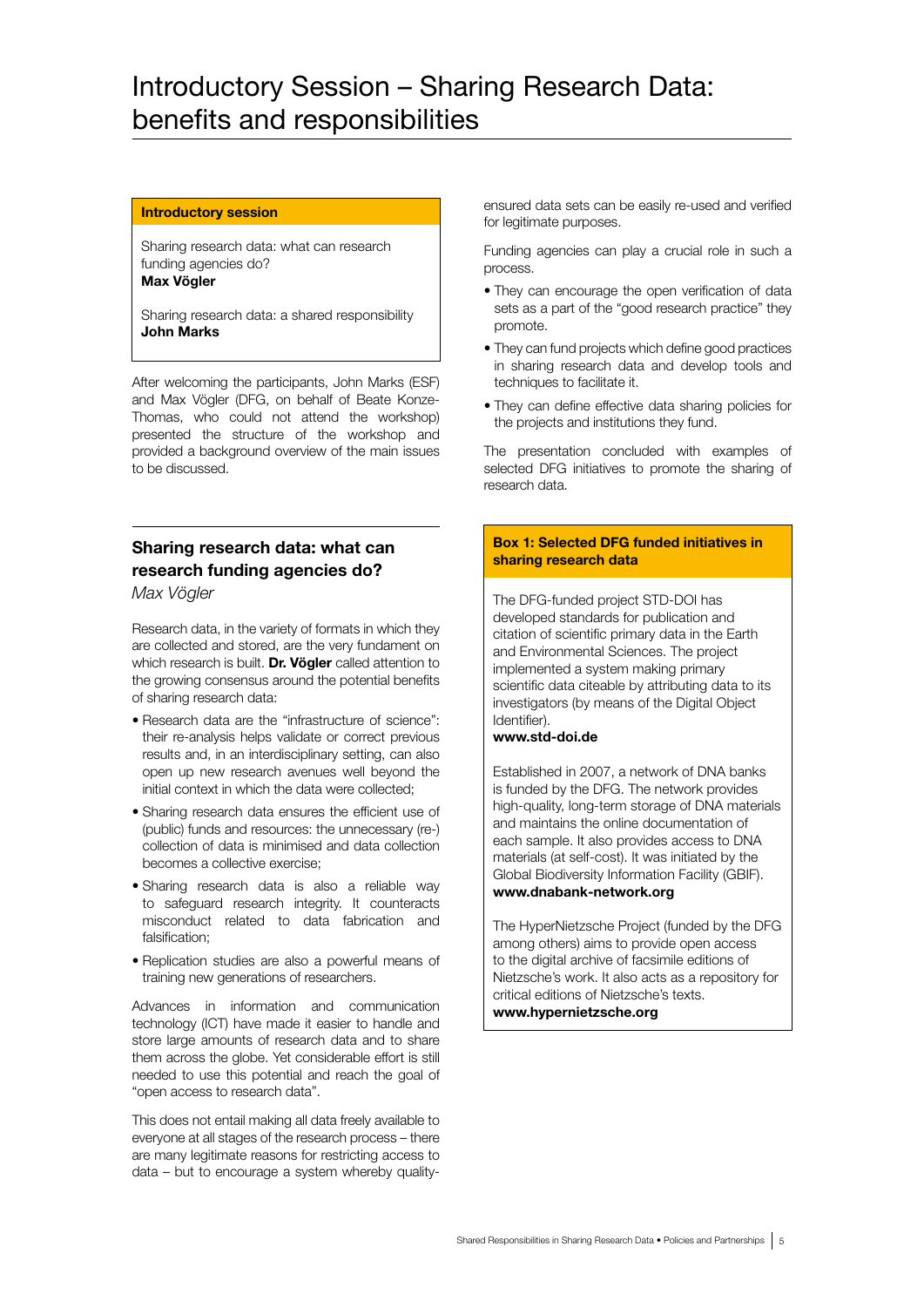# Introductory Session – Sharing Research Data: benefits and responsibilities

**Introductory session**

Sharing research data: what can research funding agencies do?
**Max Vögler**

Sharing research data: a shared responsibility
**John Marks**

After welcoming the participants, John Marks (ESF) and Max Vögler (DFG, on behalf of Beate Konze-Thomas, who could not attend the workshop) presented the structure of the workshop and provided a background overview of the main issues to be discussed.

## Sharing research data: what can research funding agencies do?

*Max Vögler*

Research data, in the variety of formats in which they are collected and stored, are the very fundament on which research is built. **Dr. Vögler** called attention to the growing consensus around the potential benefits of sharing research data:

- Research data are the "infrastructure of science": their re-analysis helps validate or correct previous results and, in an interdisciplinary setting, can also open up new research avenues well beyond the initial context in which the data were collected;
- Sharing research data ensures the efficient use of (public) funds and resources: the unnecessary (re-) collection of data is minimised and data collection becomes a collective exercise;
- Sharing research data is also a reliable way to safeguard research integrity. It counteracts misconduct related to data fabrication and falsification;
- Replication studies are also a powerful means of training new generations of researchers.

Advances in information and communication technology (ICT) have made it easier to handle and store large amounts of research data and to share them across the globe. Yet considerable effort is still needed to use this potential and reach the goal of "open access to research data".

This does not entail making all data freely available to everyone at all stages of the research process – there are many legitimate reasons for restricting access to data – but to encourage a system whereby quality-ensured data sets can be easily re-used and verified for legitimate purposes.

Funding agencies can play a crucial role in such a process.

- They can encourage the open verification of data sets as a part of the "good research practice" they promote.
- They can fund projects which define good practices in sharing research data and develop tools and techniques to facilitate it.
- They can define effective data sharing policies for the projects and institutions they fund.

The presentation concluded with examples of selected DFG initiatives to promote the sharing of research data.

**Box 1: Selected DFG funded initiatives in sharing research data**

The DFG-funded project STD-DOI has developed standards for publication and citation of scientific primary data in the Earth and Environmental Sciences. The project implemented a system making primary scientific data citeable by attributing data to its investigators (by means of the Digital Object Identifier).
**www.std-doi.de**

Established in 2007, a network of DNA banks is funded by the DFG. The network provides high-quality, long-term storage of DNA materials and maintains the online documentation of each sample. It also provides access to DNA materials (at self-cost). It was initiated by the Global Biodiversity Information Facility (GBIF).
**www.dnabank-network.org**

The HyperNietzsche Project (funded by the DFG among others) aims to provide open access to the digital archive of facsimile editions of Nietzsche's work. It also acts as a repository for critical editions of Nietzsche's texts.
**www.hypernietzsche.org**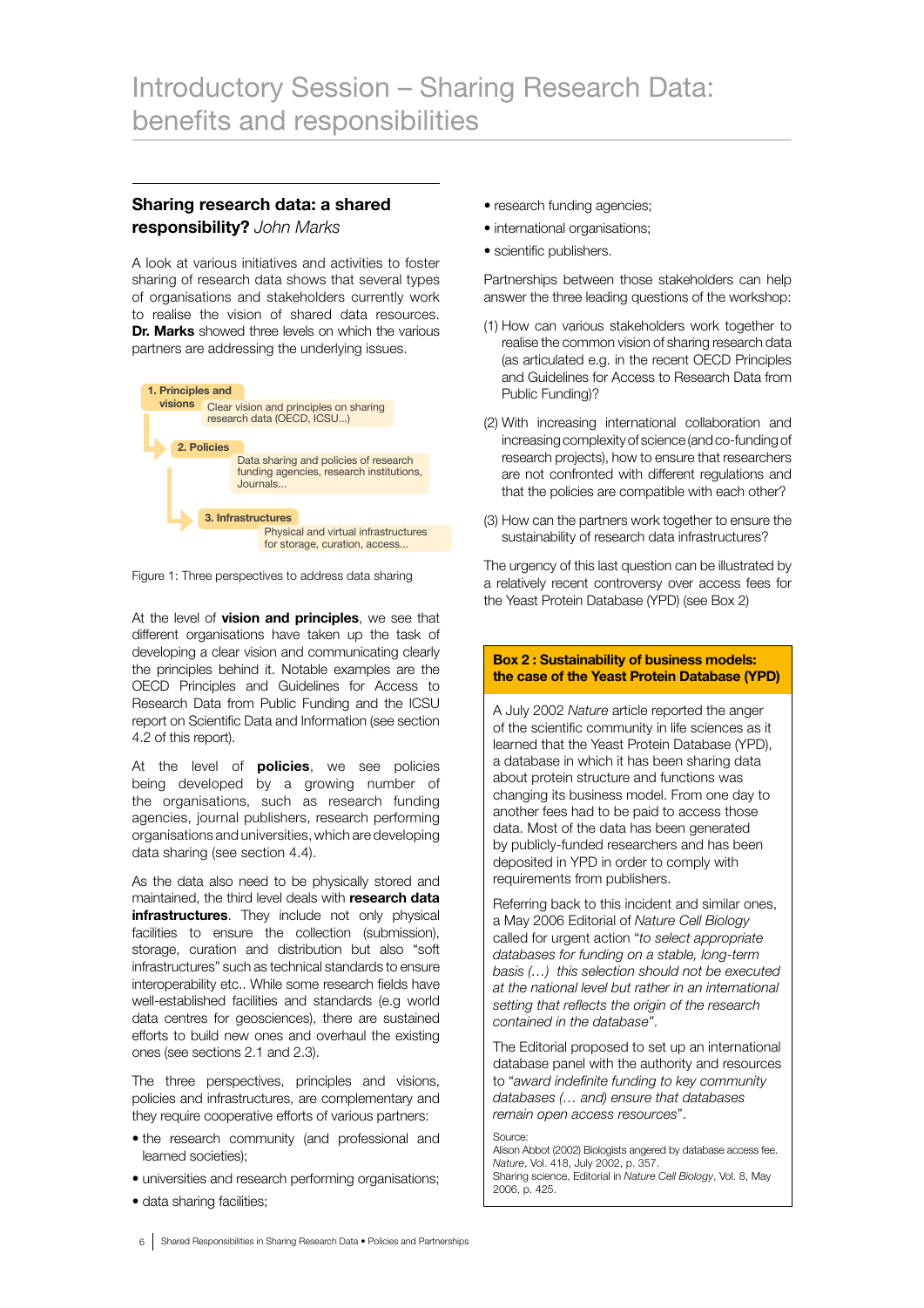# Introductory Session – Sharing Research Data: benefits and responsibilities

## Sharing research data: a shared responsibility? *John Marks*

A look at various initiatives and activities to foster sharing of research data shows that several types of organisations and stakeholders currently work to realise the vision of shared data resources. **Dr. Marks** showed three levels on which the various partners are addressing the underlying issues.

**1. Principles and visions** — Clear vision and principles on sharing research data (OECD, ICSU...)

**2. Policies** — Data sharing and policies of research funding agencies, research institutions, Journals...

**3. Infrastructures** — Physical and virtual infrastructures for storage, curation, access...

Figure 1: Three perspectives to address data sharing

At the level of **vision and principles**, we see that different organisations have taken up the task of developing a clear vision and communicating clearly the principles behind it. Notable examples are the OECD Principles and Guidelines for Access to Research Data from Public Funding and the ICSU report on Scientific Data and Information (see section 4.2 of this report).

At the level of **policies**, we see policies being developed by a growing number of the organisations, such as research funding agencies, journal publishers, research performing organisations and universities, which are developing data sharing (see section 4.4).

As the data also need to be physically stored and maintained, the third level deals with **research data infrastructures**. They include not only physical facilities to ensure the collection (submission), storage, curation and distribution but also "soft infrastructures" such as technical standards to ensure interoperability etc.. While some research fields have well-established facilities and standards (e.g world data centres for geosciences), there are sustained efforts to build new ones and overhaul the existing ones (see sections 2.1 and 2.3).

The three perspectives, principles and visions, policies and infrastructures, are complementary and they require cooperative efforts of various partners:

- the research community (and professional and learned societies);
- universities and research performing organisations;
- data sharing facilities;
- research funding agencies;
- international organisations;
- scientific publishers.

Partnerships between those stakeholders can help answer the three leading questions of the workshop:

(1) How can various stakeholders work together to realise the common vision of sharing research data (as articulated e.g. in the recent OECD Principles and Guidelines for Access to Research Data from Public Funding)?

(2) With increasing international collaboration and increasing complexity of science (and co-funding of research projects), how to ensure that researchers are not confronted with different regulations and that the policies are compatible with each other?

(3) How can the partners work together to ensure the sustainability of research data infrastructures?

The urgency of this last question can be illustrated by a relatively recent controversy over access fees for the Yeast Protein Database (YPD) (see Box 2)

> **Box 2 : Sustainability of business models: the case of the Yeast Protein Database (YPD)**
>
> A July 2002 *Nature* article reported the anger of the scientific community in life sciences as it learned that the Yeast Protein Database (YPD), a database in which it has been sharing data about protein structure and functions was changing its business model. From one day to another fees had to be paid to access those data. Most of the data has been generated by publicly-funded researchers and has been deposited in YPD in order to comply with requirements from publishers.
>
> Referring back to this incident and similar ones, a May 2006 Editorial of *Nature Cell Biology* called for urgent action "*to select appropriate databases for funding on a stable, long-term basis (…) this selection should not be executed at the national level but rather in an international setting that reflects the origin of the research contained in the database*".
>
> The Editorial proposed to set up an international database panel with the authority and resources to "*award indefinite funding to key community databases (… and) ensure that databases remain open access resources*".
>
> Source:
> Alison Abbot (2002) Biologists angered by database access fee. *Nature*, Vol. 418, July 2002, p. 357.
> Sharing science, Editorial in *Nature Cell Biology*, Vol. 8, May 2006, p. 425.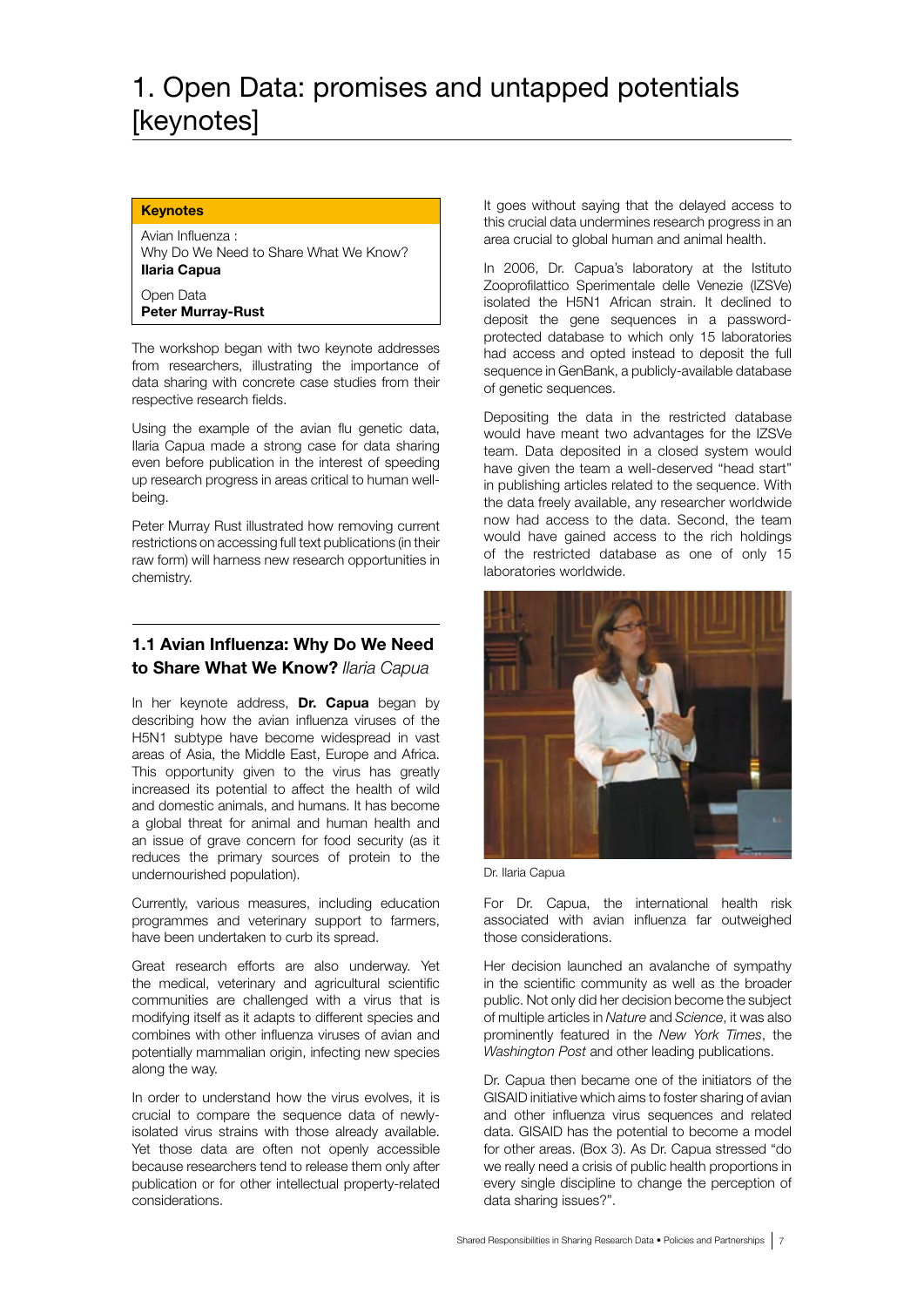# 1. Open Data: promises and untapped potentials [keynotes]

**Keynotes**

Avian Influenza :
Why Do We Need to Share What We Know?
**Ilaria Capua**

Open Data
**Peter Murray-Rust**

The workshop began with two keynote addresses from researchers, illustrating the importance of data sharing with concrete case studies from their respective research fields.

Using the example of the avian flu genetic data, Ilaria Capua made a strong case for data sharing even before publication in the interest of speeding up research progress in areas critical to human well-being.

Peter Murray Rust illustrated how removing current restrictions on accessing full text publications (in their raw form) will harness new research opportunities in chemistry.

## 1.1 Avian Influenza: Why Do We Need to Share What We Know? *Ilaria Capua*

In her keynote address, **Dr. Capua** began by describing how the avian influenza viruses of the H5N1 subtype have become widespread in vast areas of Asia, the Middle East, Europe and Africa. This opportunity given to the virus has greatly increased its potential to affect the health of wild and domestic animals, and humans. It has become a global threat for animal and human health and an issue of grave concern for food security (as it reduces the primary sources of protein to the undernourished population).

Currently, various measures, including education programmes and veterinary support to farmers, have been undertaken to curb its spread.

Great research efforts are also underway. Yet the medical, veterinary and agricultural scientific communities are challenged with a virus that is modifying itself as it adapts to different species and combines with other influenza viruses of avian and potentially mammalian origin, infecting new species along the way.

In order to understand how the virus evolves, it is crucial to compare the sequence data of newly-isolated virus strains with those already available. Yet those data are often not openly accessible because researchers tend to release them only after publication or for other intellectual property-related considerations.

It goes without saying that the delayed access to this crucial data undermines research progress in an area crucial to global human and animal health.

In 2006, Dr. Capua's laboratory at the Istituto Zooprofilattico Sperimentale delle Venezie (IZSVe) isolated the H5N1 African strain. It declined to deposit the gene sequences in a password-protected database to which only 15 laboratories had access and opted instead to deposit the full sequence in GenBank, a publicly-available database of genetic sequences.

Depositing the data in the restricted database would have meant two advantages for the IZSVe team. Data deposited in a closed system would have given the team a well-deserved "head start" in publishing articles related to the sequence. With the data freely available, any researcher worldwide now had access to the data. Second, the team would have gained access to the rich holdings of the restricted database as one of only 15 laboratories worldwide.

Dr. Ilaria Capua

For Dr. Capua, the international health risk associated with avian influenza far outweighed those considerations.

Her decision launched an avalanche of sympathy in the scientific community as well as the broader public. Not only did her decision become the subject of multiple articles in *Nature* and *Science*, it was also prominently featured in the *New York Times*, the *Washington Post* and other leading publications.

Dr. Capua then became one of the initiators of the GISAID initiative which aims to foster sharing of avian and other influenza virus sequences and related data. GISAID has the potential to become a model for other areas. (Box 3). As Dr. Capua stressed "do we really need a crisis of public health proportions in every single discipline to change the perception of data sharing issues?".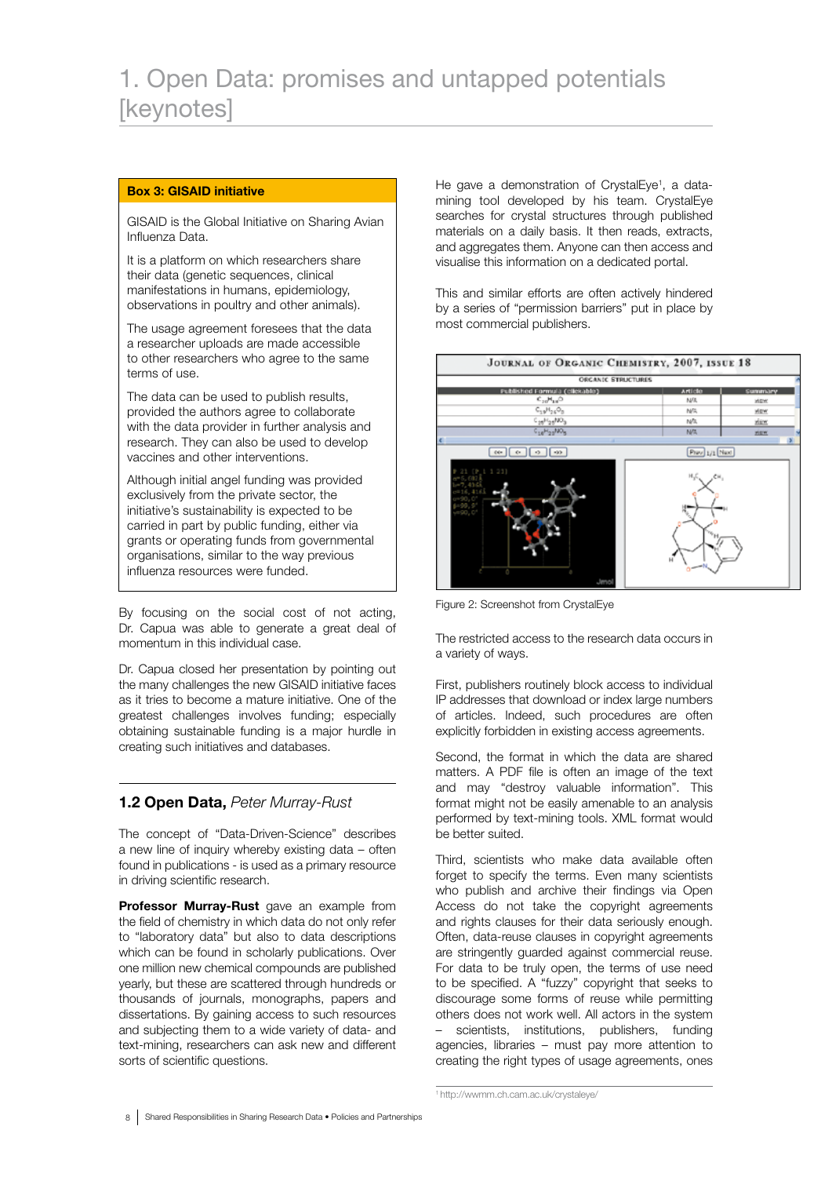# 1. Open Data: promises and untapped potentials [keynotes]

**Box 3: GISAID initiative**

GISAID is the Global Initiative on Sharing Avian Influenza Data.

It is a platform on which researchers share their data (genetic sequences, clinical manifestations in humans, epidemiology, observations in poultry and other animals).

The usage agreement foresees that the data a researcher uploads are made accessible to other researchers who agree to the same terms of use.

The data can be used to publish results, provided the authors agree to collaborate with the data provider in further analysis and research. They can also be used to develop vaccines and other interventions.

Although initial angel funding was provided exclusively from the private sector, the initiative's sustainability is expected to be carried in part by public funding, either via grants or operating funds from governmental organisations, similar to the way previous influenza resources were funded.

By focusing on the social cost of not acting, Dr. Capua was able to generate a great deal of momentum in this individual case.

Dr. Capua closed her presentation by pointing out the many challenges the new GISAID initiative faces as it tries to become a mature initiative. One of the greatest challenges involves funding; especially obtaining sustainable funding is a major hurdle in creating such initiatives and databases.

## 1.2 Open Data, *Peter Murray-Rust*

The concept of "Data-Driven-Science" describes a new line of inquiry whereby existing data – often found in publications - is used as a primary resource in driving scientific research.

**Professor Murray-Rust** gave an example from the field of chemistry in which data do not only refer to "laboratory data" but also to data descriptions which can be found in scholarly publications. Over one million new chemical compounds are published yearly, but these are scattered through hundreds or thousands of journals, monographs, papers and dissertations. By gaining access to such resources and subjecting them to a wide variety of data- and text-mining, researchers can ask new and different sorts of scientific questions.

He gave a demonstration of CrystalEye[1], a data-mining tool developed by his team. CrystalEye searches for crystal structures through published materials on a daily basis. It then reads, extracts, and aggregates them. Anyone can then access and visualise this information on a dedicated portal.

This and similar efforts are often actively hindered by a series of "permission barriers" put in place by most commercial publishers.

Figure 2: Screenshot from CrystalEye

The restricted access to the research data occurs in a variety of ways.

First, publishers routinely block access to individual IP addresses that download or index large numbers of articles. Indeed, such procedures are often explicitly forbidden in existing access agreements.

Second, the format in which the data are shared matters. A PDF file is often an image of the text and may "destroy valuable information". This format might not be easily amenable to an analysis performed by text-mining tools. XML format would be better suited.

Third, scientists who make data available often forget to specify the terms. Even many scientists who publish and archive their findings via Open Access do not take the copyright agreements and rights clauses for their data seriously enough. Often, data-reuse clauses in copyright agreements are stringently guarded against commercial reuse. For data to be truly open, the terms of use need to be specified. A "fuzzy" copyright that seeks to discourage some forms of reuse while permitting others does not work well. All actors in the system – scientists, institutions, publishers, funding agencies, libraries – must pay more attention to creating the right types of usage agreements, ones

[1] http://wwmm.ch.cam.ac.uk/crystaleye/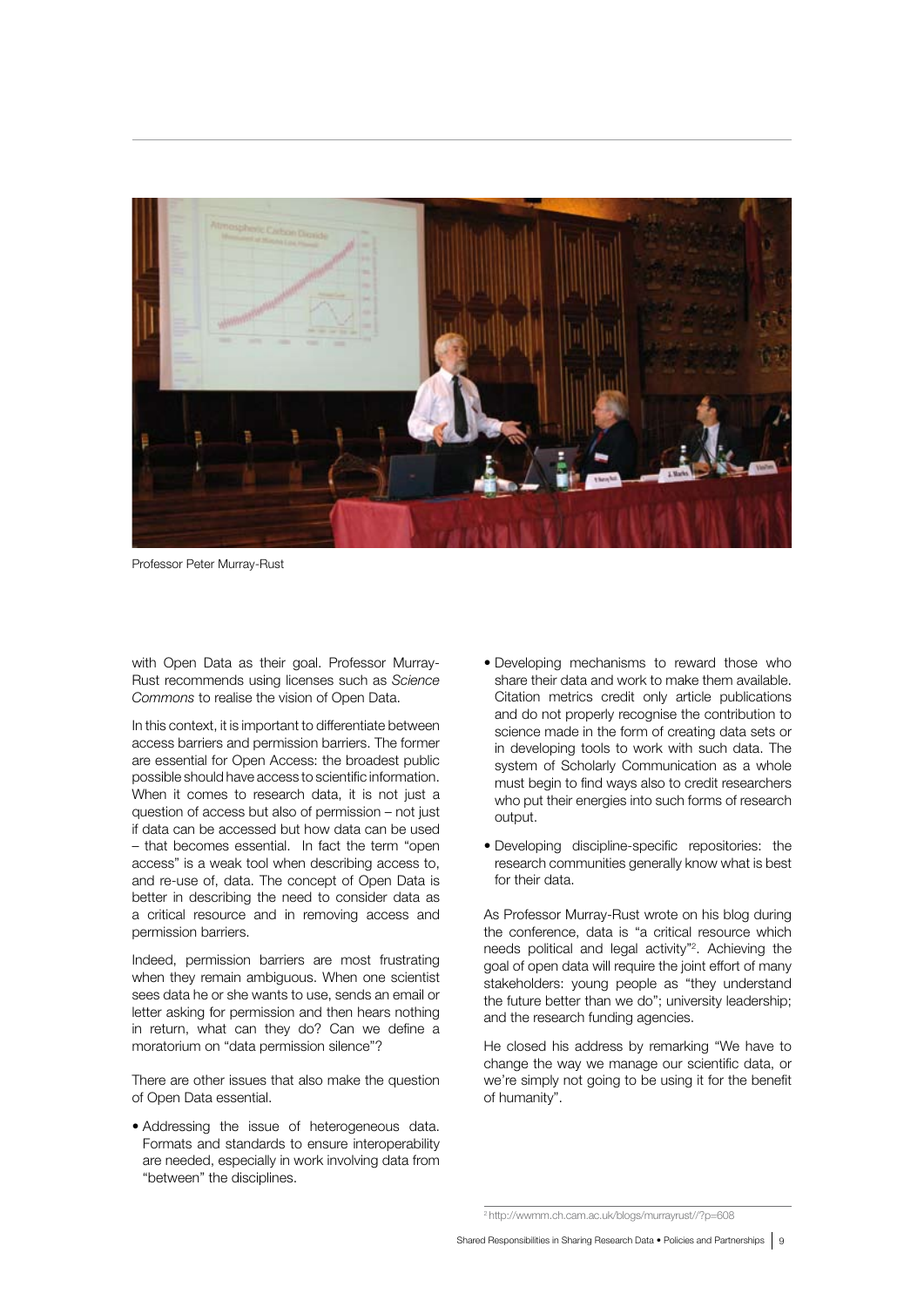Professor Peter Murray-Rust

with Open Data as their goal. Professor Murray-Rust recommends using licenses such as *Science Commons* to realise the vision of Open Data.

In this context, it is important to differentiate between access barriers and permission barriers. The former are essential for Open Access: the broadest public possible should have access to scientific information. When it comes to research data, it is not just a question of access but also of permission – not just if data can be accessed but how data can be used – that becomes essential. In fact the term "open access" is a weak tool when describing access to, and re-use of, data. The concept of Open Data is better in describing the need to consider data as a critical resource and in removing access and permission barriers.

Indeed, permission barriers are most frustrating when they remain ambiguous. When one scientist sees data he or she wants to use, sends an email or letter asking for permission and then hears nothing in return, what can they do? Can we define a moratorium on "data permission silence"?

There are other issues that also make the question of Open Data essential.

- Addressing the issue of heterogeneous data. Formats and standards to ensure interoperability are needed, especially in work involving data from "between" the disciplines.
- Developing mechanisms to reward those who share their data and work to make them available. Citation metrics credit only article publications and do not properly recognise the contribution to science made in the form of creating data sets or in developing tools to work with such data. The system of Scholarly Communication as a whole must begin to find ways also to credit researchers who put their energies into such forms of research output.
- Developing discipline-specific repositories: the research communities generally know what is best for their data.

As Professor Murray-Rust wrote on his blog during the conference, data is "a critical resource which needs political and legal activity"[2]. Achieving the goal of open data will require the joint effort of many stakeholders: young people as "they understand the future better than we do"; university leadership; and the research funding agencies.

He closed his address by remarking "We have to change the way we manage our scientific data, or we're simply not going to be using it for the benefit of humanity".

[2] http://wwmm.ch.cam.ac.uk/blogs/murrayrust//?p=608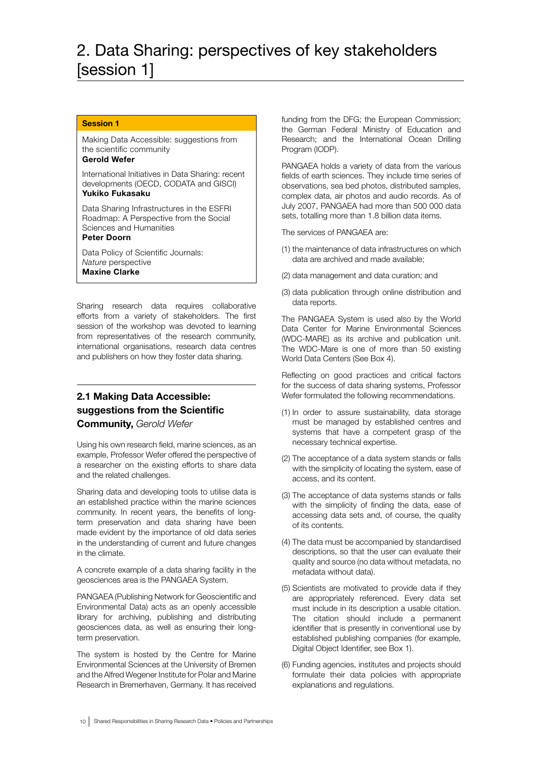# 2. Data Sharing: perspectives of key stakeholders [session 1]

**Session 1**

Making Data Accessible: suggestions from the scientific community
**Gerold Wefer**

International Initiatives in Data Sharing: recent developments (OECD, CODATA and GISCI)
**Yukiko Fukasaku**

Data Sharing Infrastructures in the ESFRI Roadmap: A Perspective from the Social Sciences and Humanities
**Peter Doorn**

Data Policy of Scientific Journals: *Nature* perspective
**Maxine Clarke**

Sharing research data requires collaborative efforts from a variety of stakeholders. The first session of the workshop was devoted to learning from representatives of the research community, international organisations, research data centres and publishers on how they foster data sharing.

## 2.1 Making Data Accessible: suggestions from the Scientific Community, *Gerold Wefer*

Using his own research field, marine sciences, as an example, Professor Wefer offered the perspective of a researcher on the existing efforts to share data and the related challenges.

Sharing data and developing tools to utilise data is an established practice within the marine sciences community. In recent years, the benefits of long-term preservation and data sharing have been made evident by the importance of old data series in the understanding of current and future changes in the climate.

A concrete example of a data sharing facility in the geosciences area is the PANGAEA System.

PANGAEA (Publishing Network for Geoscientific and Environmental Data) acts as an openly accessible library for archiving, publishing and distributing geosciences data, as well as ensuring their long-term preservation.

The system is hosted by the Centre for Marine Environmental Sciences at the University of Bremen and the Alfred Wegener Institute for Polar and Marine Research in Bremerhaven, Germany. It has received funding from the DFG; the European Commission; the German Federal Ministry of Education and Research; and the International Ocean Drilling Program (IODP).

PANGAEA holds a variety of data from the various fields of earth sciences. They include time series of observations, sea bed photos, distributed samples, complex data, air photos and audio records. As of July 2007, PANGAEA had more than 500 000 data sets, totalling more than 1.8 billion data items.

The services of PANGAEA are:

(1) the maintenance of data infrastructures on which data are archived and made available;

(2) data management and data curation; and

(3) data publication through online distribution and data reports.

The PANGAEA System is used also by the World Data Center for Marine Environmental Sciences (WDC-MARE) as its archive and publication unit. The WDC-Mare is one of more than 50 existing World Data Centers (See Box 4).

Reflecting on good practices and critical factors for the success of data sharing systems, Professor Wefer formulated the following recommendations.

(1) In order to assure sustainability, data storage must be managed by established centres and systems that have a competent grasp of the necessary technical expertise.

(2) The acceptance of a data system stands or falls with the simplicity of locating the system, ease of access, and its content.

(3) The acceptance of data systems stands or falls with the simplicity of finding the data, ease of accessing data sets and, of course, the quality of its contents.

(4) The data must be accompanied by standardised descriptions, so that the user can evaluate their quality and source (no data without metadata, no metadata without data).

(5) Scientists are motivated to provide data if they are appropriately referenced. Every data set must include in its description a usable citation. The citation should include a permanent identifier that is presently in conventional use by established publishing companies (for example, Digital Object Identifier, see Box 1).

(6) Funding agencies, institutes and projects should formulate their data policies with appropriate explanations and regulations.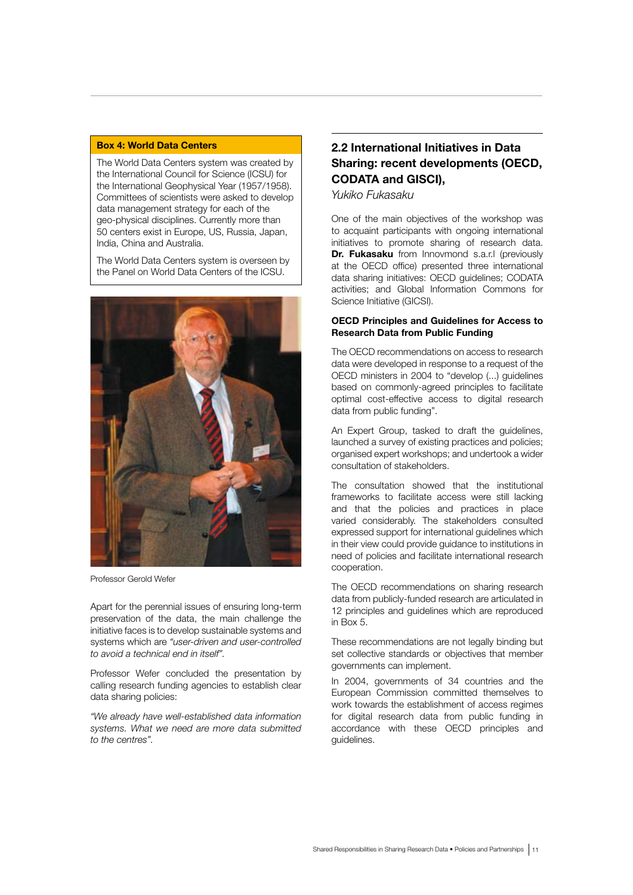**Box 4: World Data Centers**

The World Data Centers system was created by the International Council for Science (ICSU) for the International Geophysical Year (1957/1958). Committees of scientists were asked to develop data management strategy for each of the geo-physical disciplines. Currently more than 50 centers exist in Europe, US, Russia, Japan, India, China and Australia.

The World Data Centers system is overseen by the Panel on World Data Centers of the ICSU.

Professor Gerold Wefer

Apart for the perennial issues of ensuring long-term preservation of the data, the main challenge the initiative faces is to develop sustainable systems and systems which are *"user-driven and user-controlled to avoid a technical end in itself"*.

Professor Wefer concluded the presentation by calling research funding agencies to establish clear data sharing policies:

*"We already have well-established data information systems. What we need are more data submitted to the centres"*.

## 2.2 International Initiatives in Data Sharing: recent developments (OECD, CODATA and GISCI),

*Yukiko Fukasaku*

One of the main objectives of the workshop was to acquaint participants with ongoing international initiatives to promote sharing of research data. **Dr. Fukasaku** from Innovmond s.a.r.l (previously at the OECD office) presented three international data sharing initiatives: OECD guidelines; CODATA activities; and Global Information Commons for Science Initiative (GICSI).

### OECD Principles and Guidelines for Access to Research Data from Public Funding

The OECD recommendations on access to research data were developed in response to a request of the OECD ministers in 2004 to "develop (...) guidelines based on commonly-agreed principles to facilitate optimal cost-effective access to digital research data from public funding".

An Expert Group, tasked to draft the guidelines, launched a survey of existing practices and policies; organised expert workshops; and undertook a wider consultation of stakeholders.

The consultation showed that the institutional frameworks to facilitate access were still lacking and that the policies and practices in place varied considerably. The stakeholders consulted expressed support for international guidelines which in their view could provide guidance to institutions in need of policies and facilitate international research cooperation.

The OECD recommendations on sharing research data from publicly-funded research are articulated in 12 principles and guidelines which are reproduced in Box 5.

These recommendations are not legally binding but set collective standards or objectives that member governments can implement.

In 2004, governments of 34 countries and the European Commission committed themselves to work towards the establishment of access regimes for digital research data from public funding in accordance with these OECD principles and guidelines.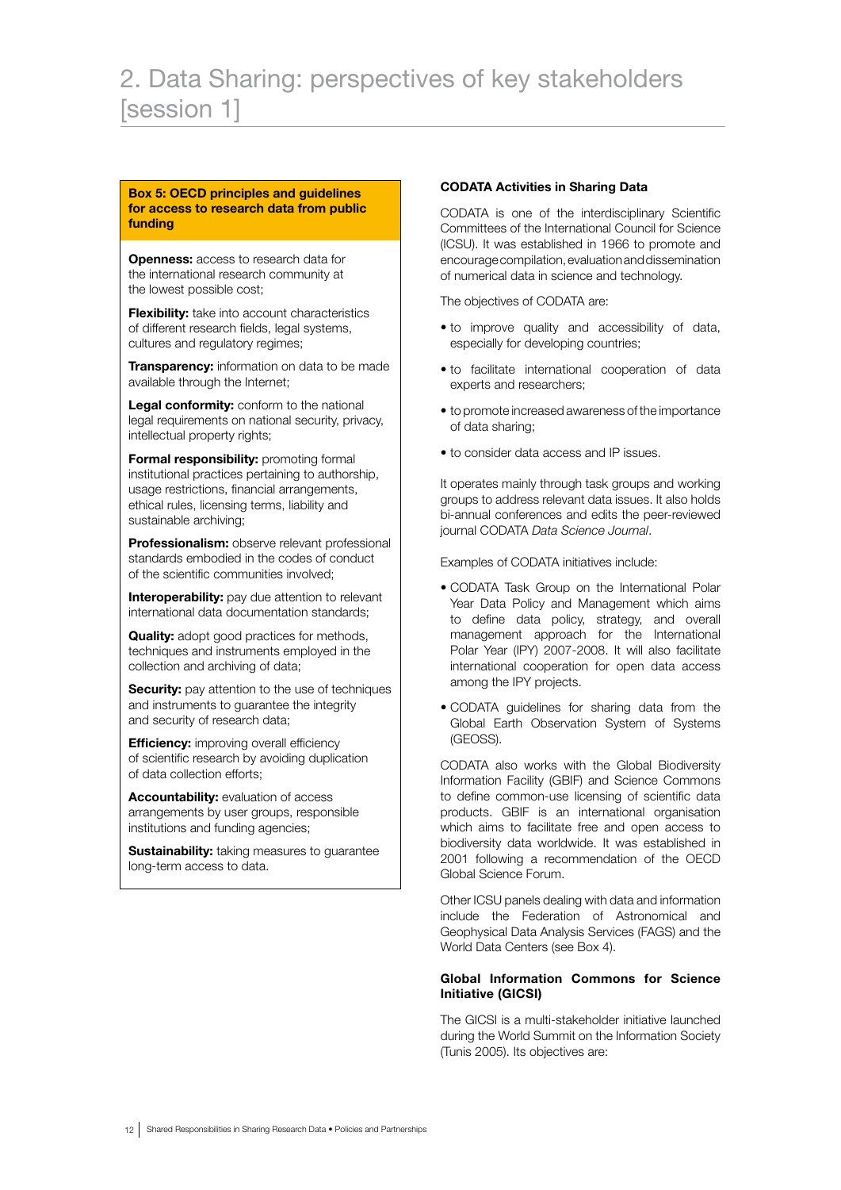# 2. Data Sharing: perspectives of key stakeholders [session 1]

**Box 5: OECD principles and guidelines for access to research data from public funding**

**Openness:** access to research data for the international research community at the lowest possible cost;

**Flexibility:** take into account characteristics of different research fields, legal systems, cultures and regulatory regimes;

**Transparency:** information on data to be made available through the Internet;

**Legal conformity:** conform to the national legal requirements on national security, privacy, intellectual property rights;

**Formal responsibility:** promoting formal institutional practices pertaining to authorship, usage restrictions, financial arrangements, ethical rules, licensing terms, liability and sustainable archiving;

**Professionalism:** observe relevant professional standards embodied in the codes of conduct of the scientific communities involved;

**Interoperability:** pay due attention to relevant international data documentation standards;

**Quality:** adopt good practices for methods, techniques and instruments employed in the collection and archiving of data;

**Security:** pay attention to the use of techniques and instruments to guarantee the integrity and security of research data;

**Efficiency:** improving overall efficiency of scientific research by avoiding duplication of data collection efforts;

**Accountability:** evaluation of access arrangements by user groups, responsible institutions and funding agencies;

**Sustainability:** taking measures to guarantee long-term access to data.

**CODATA Activities in Sharing Data**

CODATA is one of the interdisciplinary Scientific Committees of the International Council for Science (ICSU). It was established in 1966 to promote and encourage compilation, evaluation and dissemination of numerical data in science and technology.

The objectives of CODATA are:

- to improve quality and accessibility of data, especially for developing countries;
- to facilitate international cooperation of data experts and researchers;
- to promote increased awareness of the importance of data sharing;
- to consider data access and IP issues.

It operates mainly through task groups and working groups to address relevant data issues. It also holds bi-annual conferences and edits the peer-reviewed journal CODATA *Data Science Journal*.

Examples of CODATA initiatives include:

- CODATA Task Group on the International Polar Year Data Policy and Management which aims to define data policy, strategy, and overall management approach for the International Polar Year (IPY) 2007-2008. It will also facilitate international cooperation for open data access among the IPY projects.
- CODATA guidelines for sharing data from the Global Earth Observation System of Systems (GEOSS).

CODATA also works with the Global Biodiversity Information Facility (GBIF) and Science Commons to define common-use licensing of scientific data products. GBIF is an international organisation which aims to facilitate free and open access to biodiversity data worldwide. It was established in 2001 following a recommendation of the OECD Global Science Forum.

Other ICSU panels dealing with data and information include the Federation of Astronomical and Geophysical Data Analysis Services (FAGS) and the World Data Centers (see Box 4).

**Global Information Commons for Science Initiative (GICSI)**

The GICSI is a multi-stakeholder initiative launched during the World Summit on the Information Society (Tunis 2005). Its objectives are: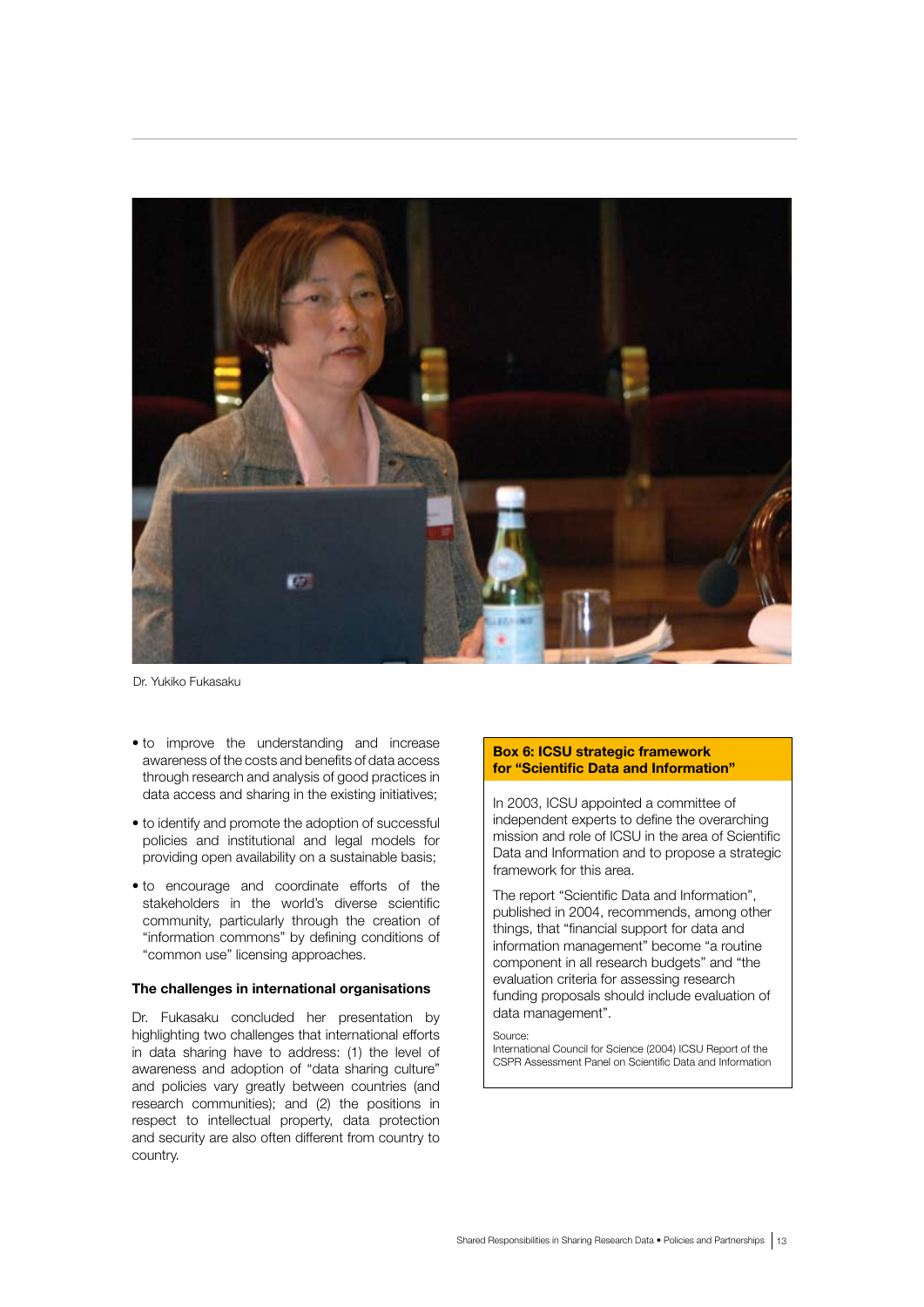Dr. Yukiko Fukasaku

- to improve the understanding and increase awareness of the costs and benefits of data access through research and analysis of good practices in data access and sharing in the existing initiatives;
- to identify and promote the adoption of successful policies and institutional and legal models for providing open availability on a sustainable basis;
- to encourage and coordinate efforts of the stakeholders in the world's diverse scientific community, particularly through the creation of "information commons" by defining conditions of "common use" licensing approaches.

### The challenges in international organisations

Dr. Fukasaku concluded her presentation by highlighting two challenges that international efforts in data sharing have to address: (1) the level of awareness and adoption of "data sharing culture" and policies vary greatly between countries (and research communities); and (2) the positions in respect to intellectual property, data protection and security are also often different from country to country.

**Box 6: ICSU strategic framework for "Scientific Data and Information"**

In 2003, ICSU appointed a committee of independent experts to define the overarching mission and role of ICSU in the area of Scientific Data and Information and to propose a strategic framework for this area.

The report "Scientific Data and Information", published in 2004, recommends, among other things, that "financial support for data and information management" become "a routine component in all research budgets" and "the evaluation criteria for assessing research funding proposals should include evaluation of data management".

Source:
International Council for Science (2004) ICSU Report of the CSPR Assessment Panel on Scientific Data and Information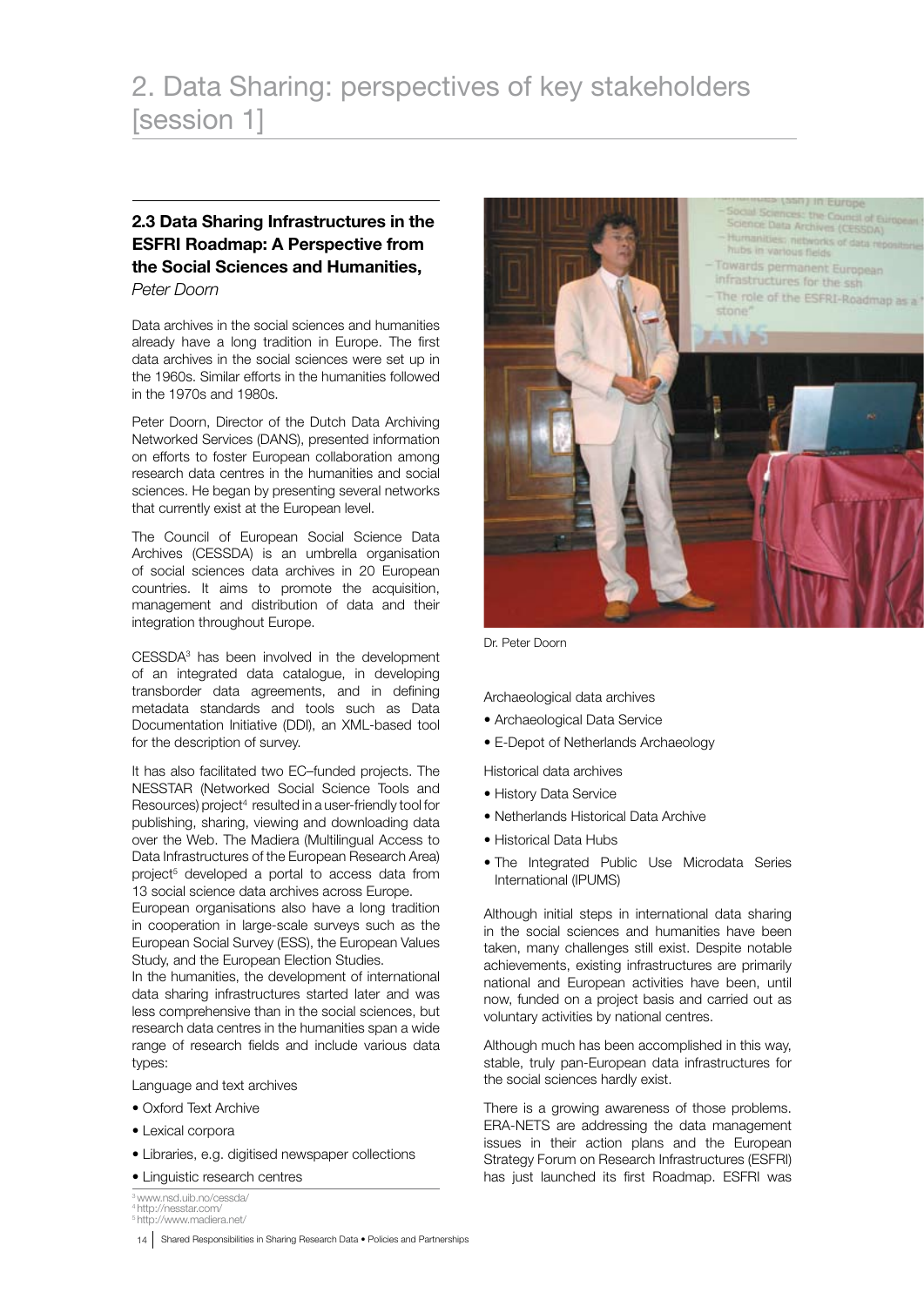# 2. Data Sharing: perspectives of key stakeholders [session 1]

### 2.3 Data Sharing Infrastructures in the ESFRI Roadmap: A Perspective from the Social Sciences and Humanities,

*Peter Doorn*

Data archives in the social sciences and humanities already have a long tradition in Europe. The first data archives in the social sciences were set up in the 1960s. Similar efforts in the humanities followed in the 1970s and 1980s.

Peter Doorn, Director of the Dutch Data Archiving Networked Services (DANS), presented information on efforts to foster European collaboration among research data centres in the humanities and social sciences. He began by presenting several networks that currently exist at the European level.

The Council of European Social Science Data Archives (CESSDA) is an umbrella organisation of social sciences data archives in 20 European countries. It aims to promote the acquisition, management and distribution of data and their integration throughout Europe.

CESSDA[3] has been involved in the development of an integrated data catalogue, in developing transborder data agreements, and in defining metadata standards and tools such as Data Documentation Initiative (DDI), an XML-based tool for the description of survey.

It has also facilitated two EC–funded projects. The NESSTAR (Networked Social Science Tools and Resources) project[4] resulted in a user-friendly tool for publishing, sharing, viewing and downloading data over the Web. The Madiera (Multilingual Access to Data Infrastructures of the European Research Area) project[5] developed a portal to access data from 13 social science data archives across Europe.

European organisations also have a long tradition in cooperation in large-scale surveys such as the European Social Survey (ESS), the European Values Study, and the European Election Studies.

In the humanities, the development of international data sharing infrastructures started later and was less comprehensive than in the social sciences, but research data centres in the humanities span a wide range of research fields and include various data types:

Language and text archives

- Oxford Text Archive
- Lexical corpora
- Libraries, e.g. digitised newspaper collections
- Linguistic research centres

Dr. Peter Doorn

Archaeological data archives

- Archaeological Data Service
- E-Depot of Netherlands Archaeology

Historical data archives

- History Data Service
- Netherlands Historical Data Archive
- Historical Data Hubs
- The Integrated Public Use Microdata Series International (IPUMS)

Although initial steps in international data sharing in the social sciences and humanities have been taken, many challenges still exist. Despite notable achievements, existing infrastructures are primarily national and European activities have been, until now, funded on a project basis and carried out as voluntary activities by national centres.

Although much has been accomplished in this way, stable, truly pan-European data infrastructures for the social sciences hardly exist.

There is a growing awareness of those problems. ERA-NETS are addressing the data management issues in their action plans and the European Strategy Forum on Research Infrastructures (ESFRI) has just launched its first Roadmap. ESFRI was

[3] www.nsd.uib.no/cessda/
[4] http://nesstar.com/
[5] http://www.madiera.net/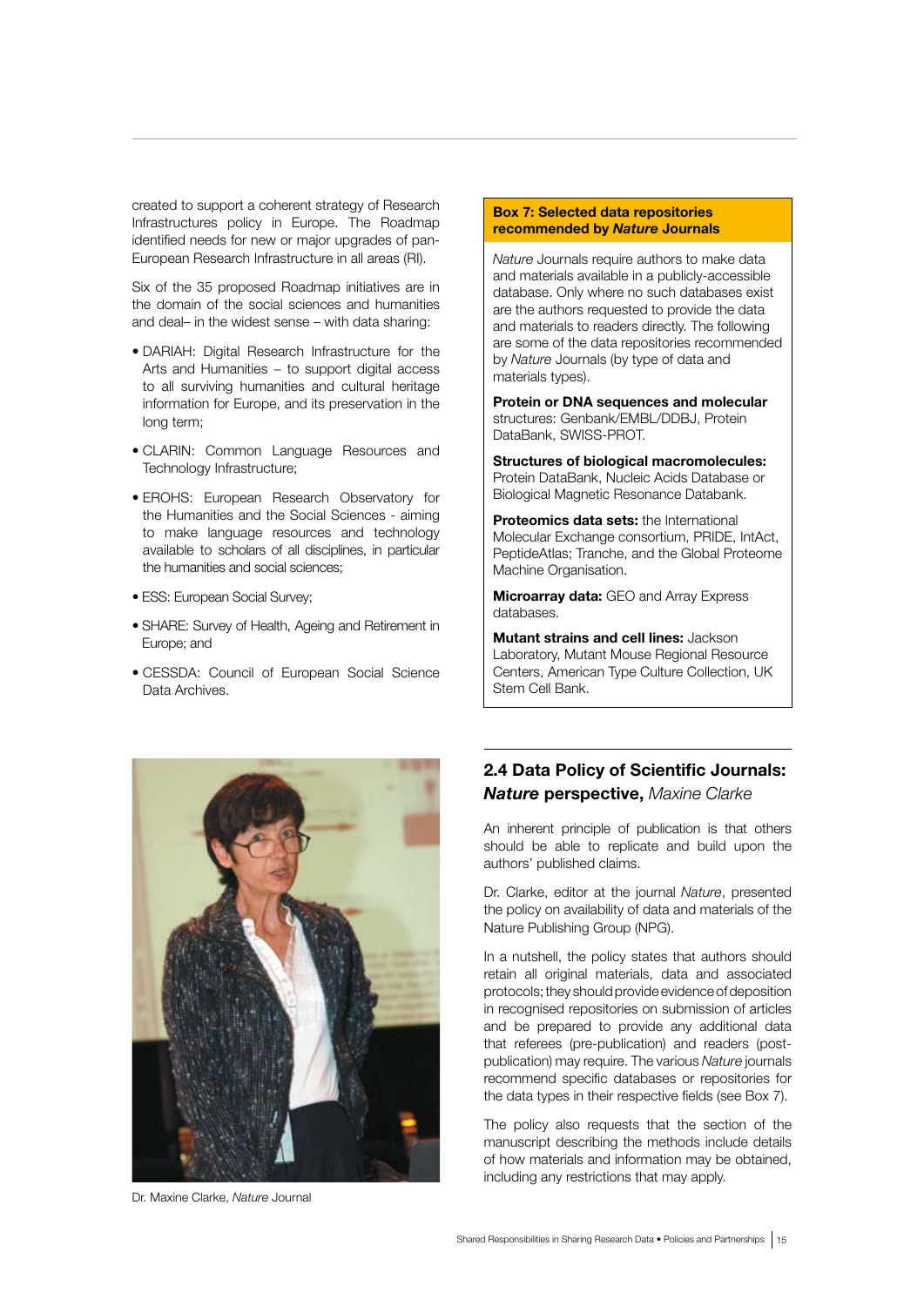created to support a coherent strategy of Research Infrastructures policy in Europe. The Roadmap identified needs for new or major upgrades of pan-European Research Infrastructure in all areas (RI).

Six of the 35 proposed Roadmap initiatives are in the domain of the social sciences and humanities and deal– in the widest sense – with data sharing:

- DARIAH: Digital Research Infrastructure for the Arts and Humanities – to support digital access to all surviving humanities and cultural heritage information for Europe, and its preservation in the long term;
- CLARIN: Common Language Resources and Technology Infrastructure;
- EROHS: European Research Observatory for the Humanities and the Social Sciences - aiming to make language resources and technology available to scholars of all disciplines, in particular the humanities and social sciences;
- ESS: European Social Survey;
- SHARE: Survey of Health, Ageing and Retirement in Europe; and
- CESSDA: Council of European Social Science Data Archives.

**Box 7: Selected data repositories recommended by *Nature* Journals**

*Nature* Journals require authors to make data and materials available in a publicly-accessible database. Only where no such databases exist are the authors requested to provide the data and materials to readers directly. The following are some of the data repositories recommended by *Nature* Journals (by type of data and materials types).

**Protein or DNA sequences and molecular** structures: Genbank/EMBL/DDBJ, Protein DataBank, SWISS-PROT.

**Structures of biological macromolecules:** Protein DataBank, Nucleic Acids Database or Biological Magnetic Resonance Databank.

**Proteomics data sets:** the International Molecular Exchange consortium, PRIDE, IntAct, PeptideAtlas; Tranche, and the Global Proteome Machine Organisation.

**Microarray data:** GEO and Array Express databases.

**Mutant strains and cell lines:** Jackson Laboratory, Mutant Mouse Regional Resource Centers, American Type Culture Collection, UK Stem Cell Bank.

Dr. Maxine Clarke, *Nature* Journal

## 2.4 Data Policy of Scientific Journals: *Nature* perspective, *Maxine Clarke*

An inherent principle of publication is that others should be able to replicate and build upon the authors' published claims.

Dr. Clarke, editor at the journal *Nature*, presented the policy on availability of data and materials of the Nature Publishing Group (NPG).

In a nutshell, the policy states that authors should retain all original materials, data and associated protocols; they should provide evidence of deposition in recognised repositories on submission of articles and be prepared to provide any additional data that referees (pre-publication) and readers (post-publication) may require. The various *Nature* journals recommend specific databases or repositories for the data types in their respective fields (see Box 7).

The policy also requests that the section of the manuscript describing the methods include details of how materials and information may be obtained, including any restrictions that may apply.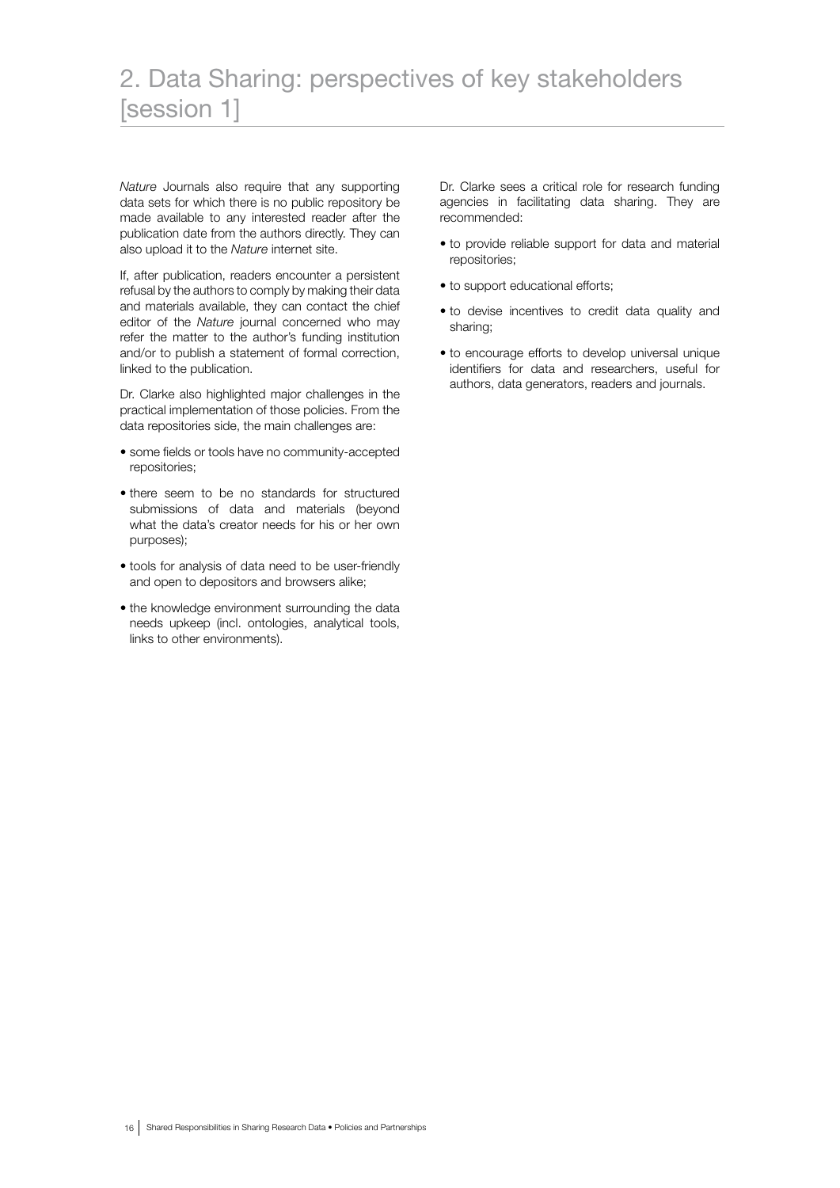# 2. Data Sharing: perspectives of key stakeholders [session 1]

*Nature* Journals also require that any supporting data sets for which there is no public repository be made available to any interested reader after the publication date from the authors directly. They can also upload it to the *Nature* internet site.

If, after publication, readers encounter a persistent refusal by the authors to comply by making their data and materials available, they can contact the chief editor of the *Nature* journal concerned who may refer the matter to the author's funding institution and/or to publish a statement of formal correction, linked to the publication.

Dr. Clarke also highlighted major challenges in the practical implementation of those policies. From the data repositories side, the main challenges are:

- some fields or tools have no community-accepted repositories;
- there seem to be no standards for structured submissions of data and materials (beyond what the data's creator needs for his or her own purposes);
- tools for analysis of data need to be user-friendly and open to depositors and browsers alike;
- the knowledge environment surrounding the data needs upkeep (incl. ontologies, analytical tools, links to other environments).

Dr. Clarke sees a critical role for research funding agencies in facilitating data sharing. They are recommended:

- to provide reliable support for data and material repositories;
- to support educational efforts;
- to devise incentives to credit data quality and sharing;
- to encourage efforts to develop universal unique identifiers for data and researchers, useful for authors, data generators, readers and journals.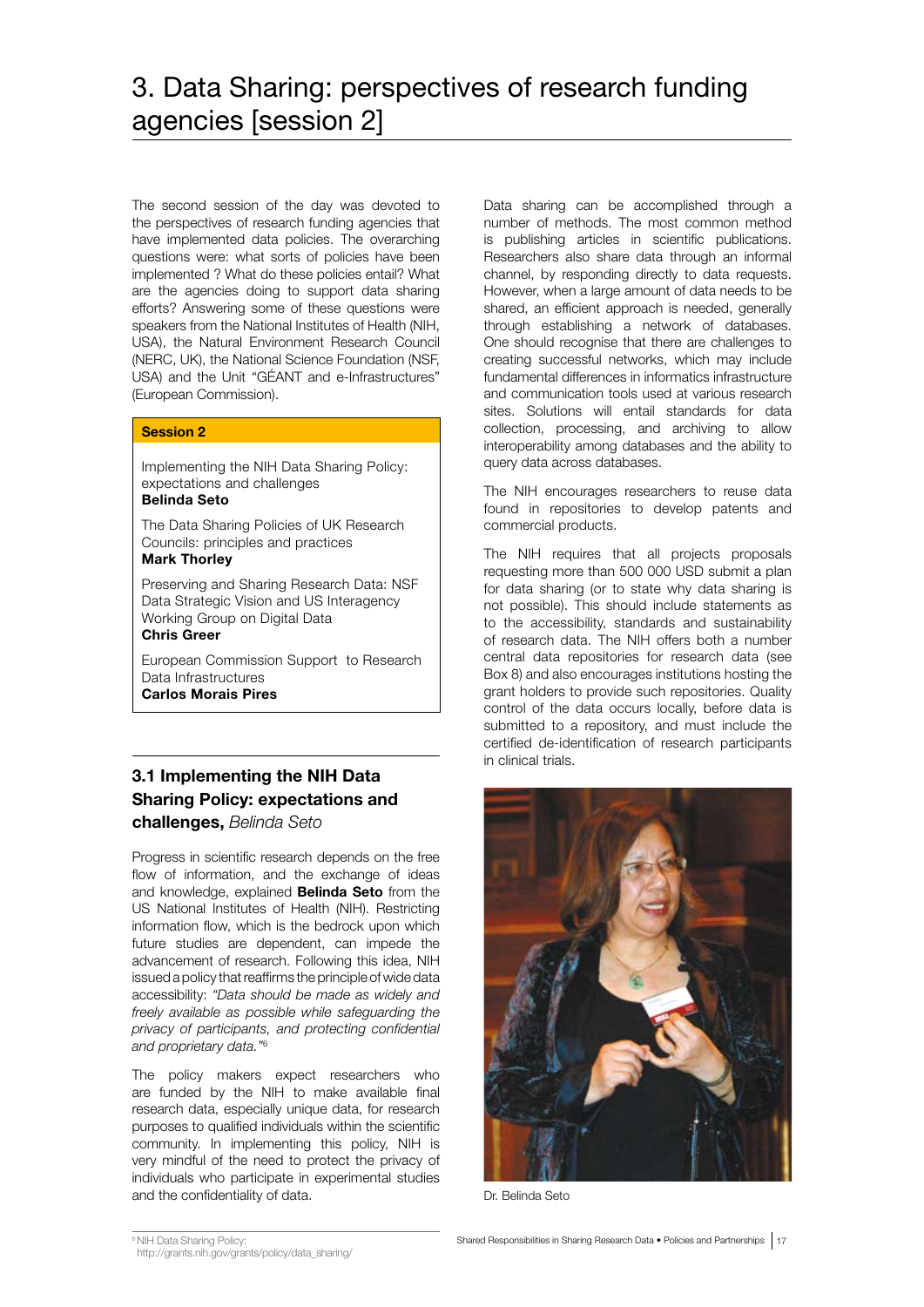# 3. Data Sharing: perspectives of research funding agencies [session 2]

The second session of the day was devoted to the perspectives of research funding agencies that have implemented data policies. The overarching questions were: what sorts of policies have been implemented ? What do these policies entail? What are the agencies doing to support data sharing efforts? Answering some of these questions were speakers from the National Institutes of Health (NIH, USA), the Natural Environment Research Council (NERC, UK), the National Science Foundation (NSF, USA) and the Unit "GÉANT and e-Infrastructures" (European Commission).

**Session 2**

Implementing the NIH Data Sharing Policy: expectations and challenges
**Belinda Seto**

The Data Sharing Policies of UK Research Councils: principles and practices
**Mark Thorley**

Preserving and Sharing Research Data: NSF Data Strategic Vision and US Interagency Working Group on Digital Data
**Chris Greer**

European Commission Support to Research Data Infrastructures
**Carlos Morais Pires**

### 3.1 Implementing the NIH Data Sharing Policy: expectations and challenges, *Belinda Seto*

Progress in scientific research depends on the free flow of information, and the exchange of ideas and knowledge, explained **Belinda Seto** from the US National Institutes of Health (NIH). Restricting information flow, which is the bedrock upon which future studies are dependent, can impede the advancement of research. Following this idea, NIH issued a policy that reaffirms the principle of wide data accessibility: *"Data should be made as widely and freely available as possible while safeguarding the privacy of participants, and protecting confidential and proprietary data."*[6]

The policy makers expect researchers who are funded by the NIH to make available final research data, especially unique data, for research purposes to qualified individuals within the scientific community. In implementing this policy, NIH is very mindful of the need to protect the privacy of individuals who participate in experimental studies and the confidentiality of data.

Data sharing can be accomplished through a number of methods. The most common method is publishing articles in scientific publications. Researchers also share data through an informal channel, by responding directly to data requests. However, when a large amount of data needs to be shared, an efficient approach is needed, generally through establishing a network of databases. One should recognise that there are challenges to creating successful networks, which may include fundamental differences in informatics infrastructure and communication tools used at various research sites. Solutions will entail standards for data collection, processing, and archiving to allow interoperability among databases and the ability to query data across databases.

The NIH encourages researchers to reuse data found in repositories to develop patents and commercial products.

The NIH requires that all projects proposals requesting more than 500 000 USD submit a plan for data sharing (or to state why data sharing is not possible). This should include statements as to the accessibility, standards and sustainability of research data. The NIH offers both a number central data repositories for research data (see Box 8) and also encourages institutions hosting the grant holders to provide such repositories. Quality control of the data occurs locally, before data is submitted to a repository, and must include the certified de-identification of research participants in clinical trials.

Dr. Belinda Seto

[6] NIH Data Sharing Policy: http://grants.nih.gov/grants/policy/data_sharing/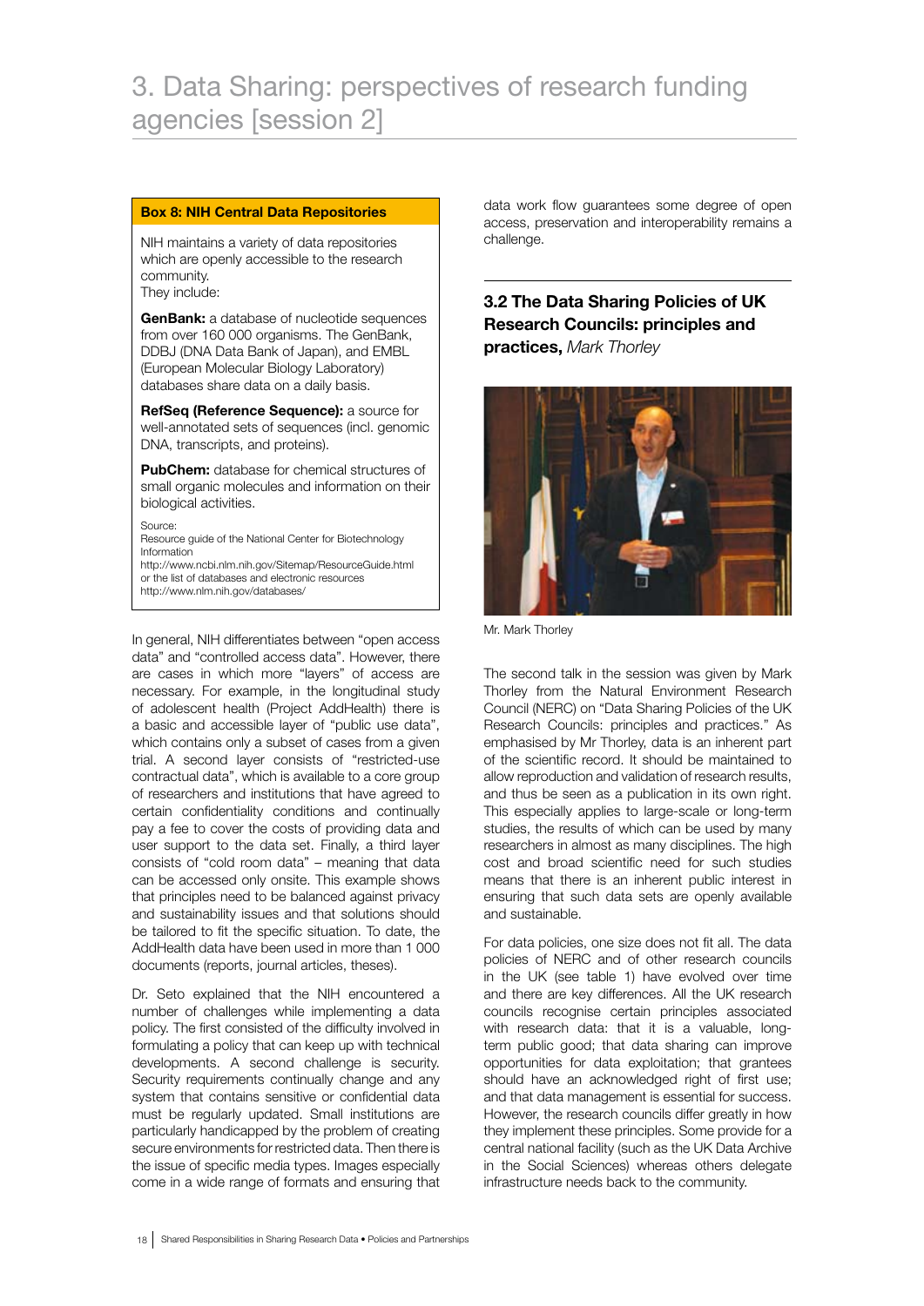# 3. Data Sharing: perspectives of research funding agencies [session 2]

**Box 8: NIH Central Data Repositories**

NIH maintains a variety of data repositories which are openly accessible to the research community.
They include:

**GenBank:** a database of nucleotide sequences from over 160 000 organisms. The GenBank, DDBJ (DNA Data Bank of Japan), and EMBL (European Molecular Biology Laboratory) databases share data on a daily basis.

**RefSeq (Reference Sequence):** a source for well-annotated sets of sequences (incl. genomic DNA, transcripts, and proteins).

**PubChem:** database for chemical structures of small organic molecules and information on their biological activities.

Source:
Resource guide of the National Center for Biotechnology Information
http://www.ncbi.nlm.nih.gov/Sitemap/ResourceGuide.html
or the list of databases and electronic resources
http://www.nlm.nih.gov/databases/

In general, NIH differentiates between "open access data" and "controlled access data". However, there are cases in which more "layers" of access are necessary. For example, in the longitudinal study of adolescent health (Project AddHealth) there is a basic and accessible layer of "public use data", which contains only a subset of cases from a given trial. A second layer consists of "restricted-use contractual data", which is available to a core group of researchers and institutions that have agreed to certain confidentiality conditions and continually pay a fee to cover the costs of providing data and user support to the data set. Finally, a third layer consists of "cold room data" – meaning that data can be accessed only onsite. This example shows that principles need to be balanced against privacy and sustainability issues and that solutions should be tailored to fit the specific situation. To date, the AddHealth data have been used in more than 1 000 documents (reports, journal articles, theses).

Dr. Seto explained that the NIH encountered a number of challenges while implementing a data policy. The first consisted of the difficulty involved in formulating a policy that can keep up with technical developments. A second challenge is security. Security requirements continually change and any system that contains sensitive or confidential data must be regularly updated. Small institutions are particularly handicapped by the problem of creating secure environments for restricted data. Then there is the issue of specific media types. Images especially come in a wide range of formats and ensuring that data work flow guarantees some degree of open access, preservation and interoperability remains a challenge.

## 3.2 The Data Sharing Policies of UK Research Councils: principles and practices, *Mark Thorley*

Mr. Mark Thorley

The second talk in the session was given by Mark Thorley from the Natural Environment Research Council (NERC) on "Data Sharing Policies of the UK Research Councils: principles and practices." As emphasised by Mr Thorley, data is an inherent part of the scientific record. It should be maintained to allow reproduction and validation of research results, and thus be seen as a publication in its own right. This especially applies to large-scale or long-term studies, the results of which can be used by many researchers in almost as many disciplines. The high cost and broad scientific need for such studies means that there is an inherent public interest in ensuring that such data sets are openly available and sustainable.

For data policies, one size does not fit all. The data policies of NERC and of other research councils in the UK (see table 1) have evolved over time and there are key differences. All the UK research councils recognise certain principles associated with research data: that it is a valuable, long-term public good; that data sharing can improve opportunities for data exploitation; that grantees should have an acknowledged right of first use; and that data management is essential for success. However, the research councils differ greatly in how they implement these principles. Some provide for a central national facility (such as the UK Data Archive in the Social Sciences) whereas others delegate infrastructure needs back to the community.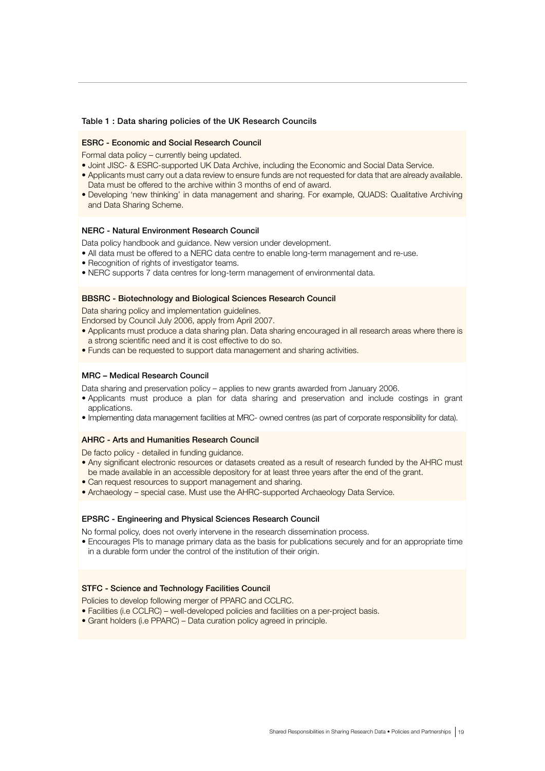**Table 1 : Data sharing policies of the UK Research Councils**

**ESRC - Economic and Social Research Council**

Formal data policy – currently being updated.

- Joint JISC- & ESRC-supported UK Data Archive, including the Economic and Social Data Service.
- Applicants must carry out a data review to ensure funds are not requested for data that are already available. Data must be offered to the archive within 3 months of end of award.
- Developing 'new thinking' in data management and sharing. For example, QUADS: Qualitative Archiving and Data Sharing Scheme.

**NERC - Natural Environment Research Council**

Data policy handbook and guidance. New version under development.

- All data must be offered to a NERC data centre to enable long-term management and re-use.
- Recognition of rights of investigator teams.
- NERC supports 7 data centres for long-term management of environmental data.

**BBSRC - Biotechnology and Biological Sciences Research Council**

Data sharing policy and implementation guidelines.
Endorsed by Council July 2006, apply from April 2007.

- Applicants must produce a data sharing plan. Data sharing encouraged in all research areas where there is a strong scientific need and it is cost effective to do so.
- Funds can be requested to support data management and sharing activities.

**MRC – Medical Research Council**

Data sharing and preservation policy – applies to new grants awarded from January 2006.

- Applicants must produce a plan for data sharing and preservation and include costings in grant applications.
- Implementing data management facilities at MRC- owned centres (as part of corporate responsibility for data).

**AHRC - Arts and Humanities Research Council**

De facto policy - detailed in funding guidance.

- Any significant electronic resources or datasets created as a result of research funded by the AHRC must be made available in an accessible depository for at least three years after the end of the grant.
- Can request resources to support management and sharing.
- Archaeology – special case. Must use the AHRC-supported Archaeology Data Service.

**EPSRC - Engineering and Physical Sciences Research Council**

No formal policy, does not overly intervene in the research dissemination process.

- Encourages PIs to manage primary data as the basis for publications securely and for an appropriate time in a durable form under the control of the institution of their origin.

**STFC - Science and Technology Facilities Council**

Policies to develop following merger of PPARC and CCLRC.

- Facilities (i.e CCLRC) – well-developed policies and facilities on a per-project basis.
- Grant holders (i.e PPARC) – Data curation policy agreed in principle.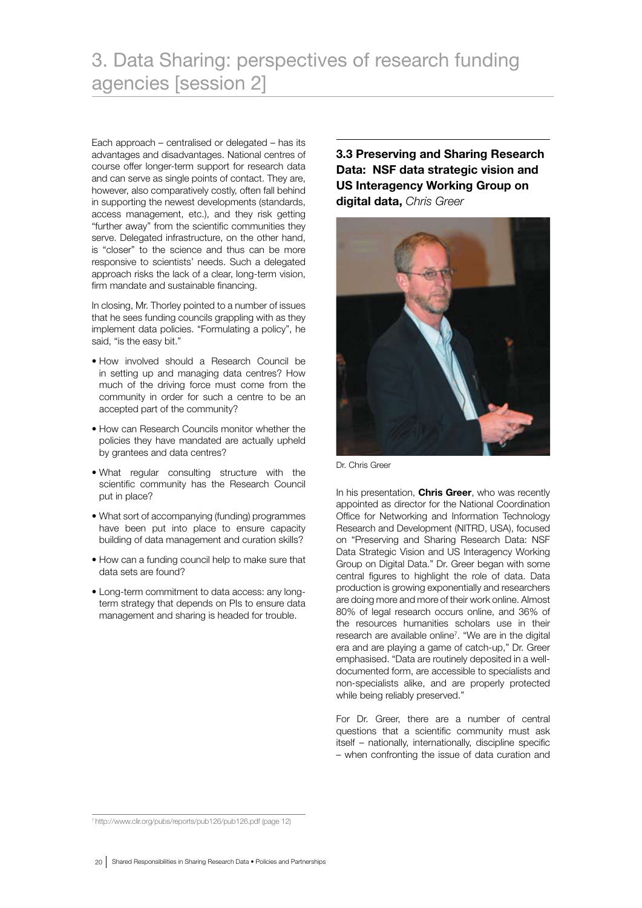# 3. Data Sharing: perspectives of research funding agencies [session 2]

Each approach – centralised or delegated – has its advantages and disadvantages. National centres of course offer longer-term support for research data and can serve as single points of contact. They are, however, also comparatively costly, often fall behind in supporting the newest developments (standards, access management, etc.), and they risk getting "further away" from the scientific communities they serve. Delegated infrastructure, on the other hand, is "closer" to the science and thus can be more responsive to scientists' needs. Such a delegated approach risks the lack of a clear, long-term vision, firm mandate and sustainable financing.

In closing, Mr. Thorley pointed to a number of issues that he sees funding councils grappling with as they implement data policies. "Formulating a policy", he said, "is the easy bit."

- How involved should a Research Council be in setting up and managing data centres? How much of the driving force must come from the community in order for such a centre to be an accepted part of the community?
- How can Research Councils monitor whether the policies they have mandated are actually upheld by grantees and data centres?
- What regular consulting structure with the scientific community has the Research Council put in place?
- What sort of accompanying (funding) programmes have been put into place to ensure capacity building of data management and curation skills?
- How can a funding council help to make sure that data sets are found?
- Long-term commitment to data access: any long-term strategy that depends on PIs to ensure data management and sharing is headed for trouble.

### 3.3 Preserving and Sharing Research Data: NSF data strategic vision and US Interagency Working Group on digital data, *Chris Greer*

Dr. Chris Greer

In his presentation, **Chris Greer**, who was recently appointed as director for the National Coordination Office for Networking and Information Technology Research and Development (NITRD, USA), focused on "Preserving and Sharing Research Data: NSF Data Strategic Vision and US Interagency Working Group on Digital Data." Dr. Greer began with some central figures to highlight the role of data. Data production is growing exponentially and researchers are doing more and more of their work online. Almost 80% of legal research occurs online, and 36% of the resources humanities scholars use in their research are available online[7]. "We are in the digital era and are playing a game of catch-up," Dr. Greer emphasised. "Data are routinely deposited in a well-documented form, are accessible to specialists and non-specialists alike, and are properly protected while being reliably preserved."

For Dr. Greer, there are a number of central questions that a scientific community must ask itself – nationally, internationally, discipline specific – when confronting the issue of data curation and

[7] http://www.clir.org/pubs/reports/pub126/pub126.pdf (page 12)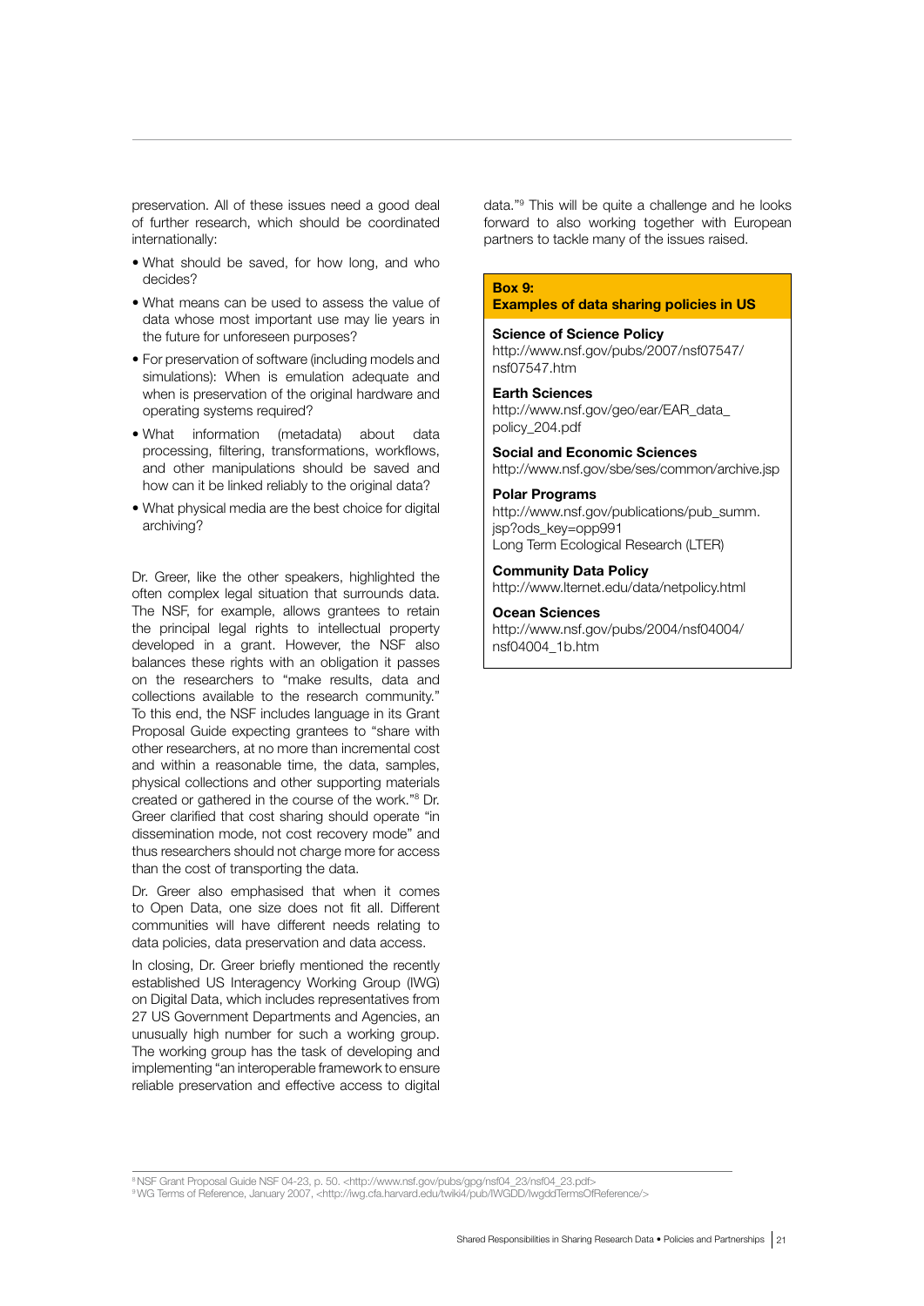preservation. All of these issues need a good deal of further research, which should be coordinated internationally:

- What should be saved, for how long, and who decides?
- What means can be used to assess the value of data whose most important use may lie years in the future for unforeseen purposes?
- For preservation of software (including models and simulations): When is emulation adequate and when is preservation of the original hardware and operating systems required?
- What information (metadata) about data processing, filtering, transformations, workflows, and other manipulations should be saved and how can it be linked reliably to the original data?
- What physical media are the best choice for digital archiving?

Dr. Greer, like the other speakers, highlighted the often complex legal situation that surrounds data. The NSF, for example, allows grantees to retain the principal legal rights to intellectual property developed in a grant. However, the NSF also balances these rights with an obligation it passes on the researchers to "make results, data and collections available to the research community." To this end, the NSF includes language in its Grant Proposal Guide expecting grantees to "share with other researchers, at no more than incremental cost and within a reasonable time, the data, samples, physical collections and other supporting materials created or gathered in the course of the work."[8] Dr. Greer clarified that cost sharing should operate "in dissemination mode, not cost recovery mode" and thus researchers should not charge more for access than the cost of transporting the data.

Dr. Greer also emphasised that when it comes to Open Data, one size does not fit all. Different communities will have different needs relating to data policies, data preservation and data access.

In closing, Dr. Greer briefly mentioned the recently established US Interagency Working Group (IWG) on Digital Data, which includes representatives from 27 US Government Departments and Agencies, an unusually high number for such a working group. The working group has the task of developing and implementing "an interoperable framework to ensure reliable preservation and effective access to digital data."[9] This will be quite a challenge and he looks forward to also working together with European partners to tackle many of the issues raised.

**Box 9:**
**Examples of data sharing policies in US**

**Science of Science Policy**
http://www.nsf.gov/pubs/2007/nsf07547/nsf07547.htm

**Earth Sciences**
http://www.nsf.gov/geo/ear/EAR_data_policy_204.pdf

**Social and Economic Sciences**
http://www.nsf.gov/sbe/ses/common/archive.jsp

**Polar Programs**
http://www.nsf.gov/publications/pub_summ.jsp?ods_key=opp991
Long Term Ecological Research (LTER)

**Community Data Policy**
http://www.lternet.edu/data/netpolicy.html

**Ocean Sciences**
http://www.nsf.gov/pubs/2004/nsf04004/nsf04004_1b.htm

---

[8] NSF Grant Proposal Guide NSF 04-23, p. 50. <http://www.nsf.gov/pubs/gpg/nsf04_23/nsf04_23.pdf>

[9] WG Terms of Reference, January 2007, <http://iwg.cfa.harvard.edu/twiki4/pub/IWGDD/IwgddTermsOfReference/>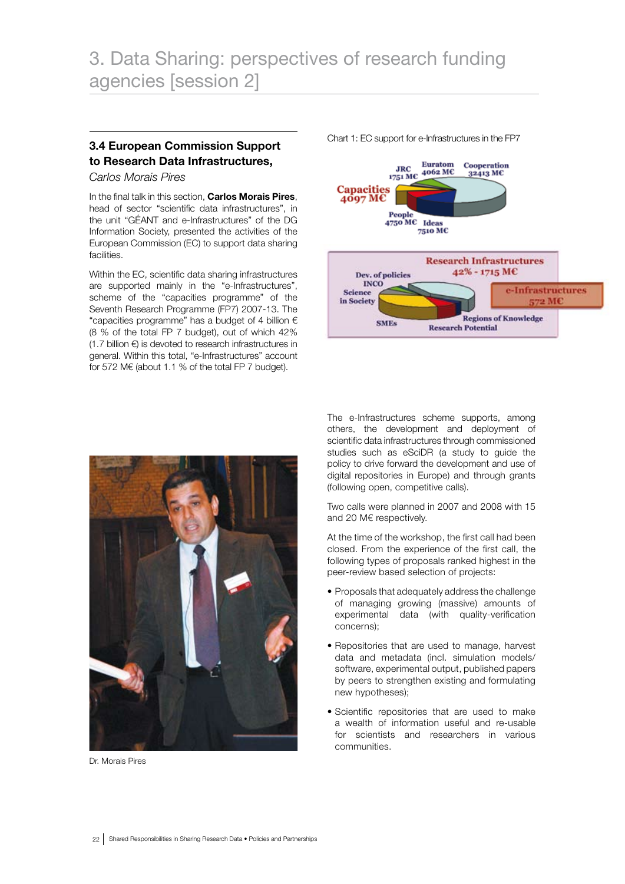# 3. Data Sharing: perspectives of research funding agencies [session 2]

## 3.4 European Commission Support to Research Data Infrastructures,

*Carlos Morais Pires*

In the final talk in this section, **Carlos Morais Pires**, head of sector "scientific data infrastructures", in the unit "GÉANT and e-Infrastructures" of the DG Information Society, presented the activities of the European Commission (EC) to support data sharing facilities.

Within the EC, scientific data sharing infrastructures are supported mainly in the "e-Infrastructures", scheme of the "capacities programme" of the Seventh Research Programme (FP7) 2007-13. The "capacities programme" has a budget of 4 billion € (8 % of the total FP 7 budget), out of which 42% (1.7 billion €) is devoted to research infrastructures in general. Within this total, "e-Infrastructures" account for 572 M€ (about 1.1 % of the total FP 7 budget).

Chart 1: EC support for e-Infrastructures in the FP7

Dr. Morais Pires

The e-Infrastructures scheme supports, among others, the development and deployment of scientific data infrastructures through commissioned studies such as eSciDR (a study to guide the policy to drive forward the development and use of digital repositories in Europe) and through grants (following open, competitive calls).

Two calls were planned in 2007 and 2008 with 15 and 20 M€ respectively.

At the time of the workshop, the first call had been closed. From the experience of the first call, the following types of proposals ranked highest in the peer-review based selection of projects:

- Proposals that adequately address the challenge of managing growing (massive) amounts of experimental data (with quality-verification concerns);
- Repositories that are used to manage, harvest data and metadata (incl. simulation models/ software, experimental output, published papers by peers to strengthen existing and formulating new hypotheses);
- Scientific repositories that are used to make a wealth of information useful and re-usable for scientists and researchers in various communities.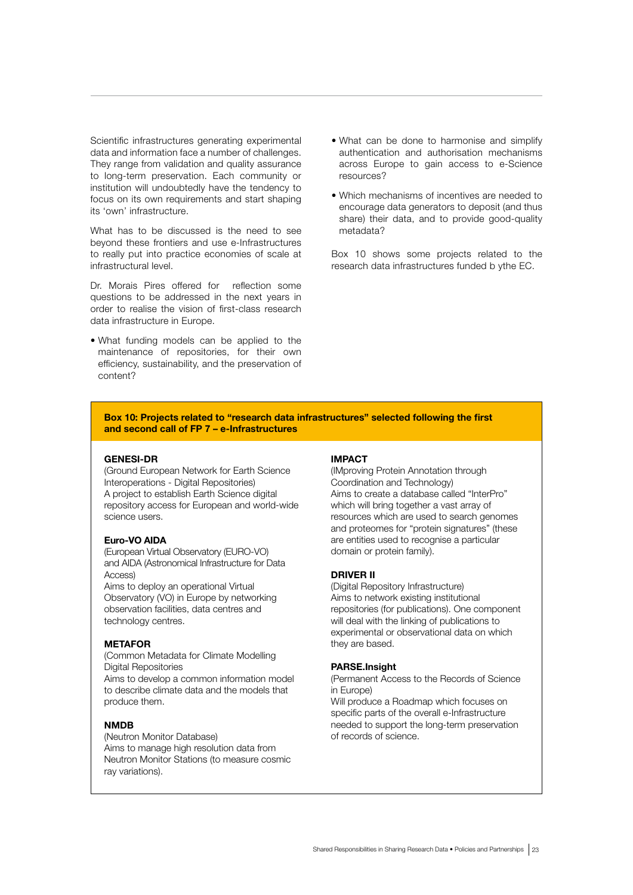Scientific infrastructures generating experimental data and information face a number of challenges. They range from validation and quality assurance to long-term preservation. Each community or institution will undoubtedly have the tendency to focus on its own requirements and start shaping its 'own' infrastructure.

What has to be discussed is the need to see beyond these frontiers and use e-Infrastructures to really put into practice economies of scale at infrastructural level.

Dr. Morais Pires offered for reflection some questions to be addressed in the next years in order to realise the vision of first-class research data infrastructure in Europe.

- What funding models can be applied to the maintenance of repositories, for their own efficiency, sustainability, and the preservation of content?
- What can be done to harmonise and simplify authentication and authorisation mechanisms across Europe to gain access to e-Science resources?
- Which mechanisms of incentives are needed to encourage data generators to deposit (and thus share) their data, and to provide good-quality metadata?

Box 10 shows some projects related to the research data infrastructures funded b ythe EC.

**Box 10: Projects related to "research data infrastructures" selected following the first and second call of FP 7 – e-Infrastructures**

**GENESI-DR**
(Ground European Network for Earth Science Interoperations - Digital Repositories)
A project to establish Earth Science digital repository access for European and world-wide science users.

**Euro-VO AIDA**
(European Virtual Observatory (EURO-VO) and AIDA (Astronomical Infrastructure for Data Access)
Aims to deploy an operational Virtual Observatory (VO) in Europe by networking observation facilities, data centres and technology centres.

**METAFOR**
(Common Metadata for Climate Modelling Digital Repositories
Aims to develop a common information model to describe climate data and the models that produce them.

**NMDB**
(Neutron Monitor Database)
Aims to manage high resolution data from Neutron Monitor Stations (to measure cosmic ray variations).

**IMPACT**
(IMproving Protein Annotation through Coordination and Technology)
Aims to create a database called "InterPro" which will bring together a vast array of resources which are used to search genomes and proteomes for "protein signatures" (these are entities used to recognise a particular domain or protein family).

**DRIVER II**
(Digital Repository Infrastructure)
Aims to network existing institutional repositories (for publications). One component will deal with the linking of publications to experimental or observational data on which they are based.

**PARSE.Insight**
(Permanent Access to the Records of Science in Europe)
Will produce a Roadmap which focuses on specific parts of the overall e-Infrastructure needed to support the long-term preservation of records of science.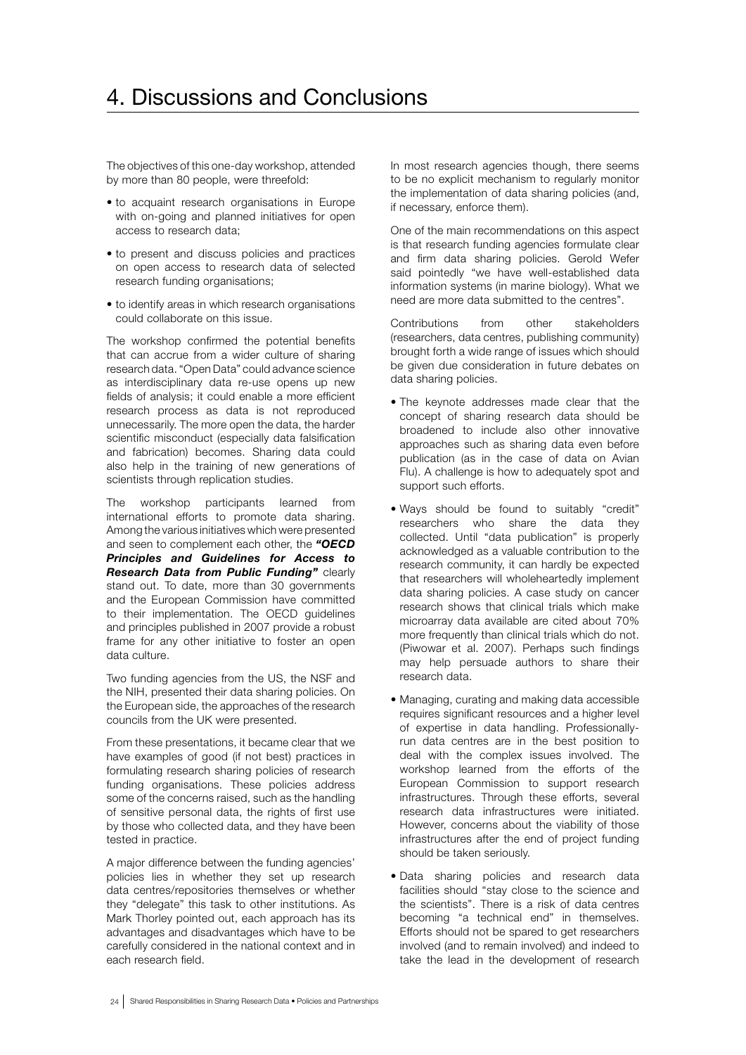# 4. Discussions and Conclusions

The objectives of this one-day workshop, attended by more than 80 people, were threefold:

- to acquaint research organisations in Europe with on-going and planned initiatives for open access to research data;
- to present and discuss policies and practices on open access to research data of selected research funding organisations;
- to identify areas in which research organisations could collaborate on this issue.

The workshop confirmed the potential benefits that can accrue from a wider culture of sharing research data. "Open Data" could advance science as interdisciplinary data re-use opens up new fields of analysis; it could enable a more efficient research process as data is not reproduced unnecessarily. The more open the data, the harder scientific misconduct (especially data falsification and fabrication) becomes. Sharing data could also help in the training of new generations of scientists through replication studies.

The workshop participants learned from international efforts to promote data sharing. Among the various initiatives which were presented and seen to complement each other, the ***"OECD Principles and Guidelines for Access to Research Data from Public Funding"*** clearly stand out. To date, more than 30 governments and the European Commission have committed to their implementation. The OECD guidelines and principles published in 2007 provide a robust frame for any other initiative to foster an open data culture.

Two funding agencies from the US, the NSF and the NIH, presented their data sharing policies. On the European side, the approaches of the research councils from the UK were presented.

From these presentations, it became clear that we have examples of good (if not best) practices in formulating research sharing policies of research funding organisations. These policies address some of the concerns raised, such as the handling of sensitive personal data, the rights of first use by those who collected data, and they have been tested in practice.

A major difference between the funding agencies' policies lies in whether they set up research data centres/repositories themselves or whether they "delegate" this task to other institutions. As Mark Thorley pointed out, each approach has its advantages and disadvantages which have to be carefully considered in the national context and in each research field.

In most research agencies though, there seems to be no explicit mechanism to regularly monitor the implementation of data sharing policies (and, if necessary, enforce them).

One of the main recommendations on this aspect is that research funding agencies formulate clear and firm data sharing policies. Gerold Wefer said pointedly "we have well-established data information systems (in marine biology). What we need are more data submitted to the centres".

Contributions from other stakeholders (researchers, data centres, publishing community) brought forth a wide range of issues which should be given due consideration in future debates on data sharing policies.

- The keynote addresses made clear that the concept of sharing research data should be broadened to include also other innovative approaches such as sharing data even before publication (as in the case of data on Avian Flu). A challenge is how to adequately spot and support such efforts.
- Ways should be found to suitably "credit" researchers who share the data they collected. Until "data publication" is properly acknowledged as a valuable contribution to the research community, it can hardly be expected that researchers will wholeheartedly implement data sharing policies. A case study on cancer research shows that clinical trials which make microarray data available are cited about 70% more frequently than clinical trials which do not. (Piwowar et al. 2007). Perhaps such findings may help persuade authors to share their research data.
- Managing, curating and making data accessible requires significant resources and a higher level of expertise in data handling. Professionally-run data centres are in the best position to deal with the complex issues involved. The workshop learned from the efforts of the European Commission to support research infrastructures. Through these efforts, several research data infrastructures were initiated. However, concerns about the viability of those infrastructures after the end of project funding should be taken seriously.
- Data sharing policies and research data facilities should "stay close to the science and the scientists". There is a risk of data centres becoming "a technical end" in themselves. Efforts should not be spared to get researchers involved (and to remain involved) and indeed to take the lead in the development of research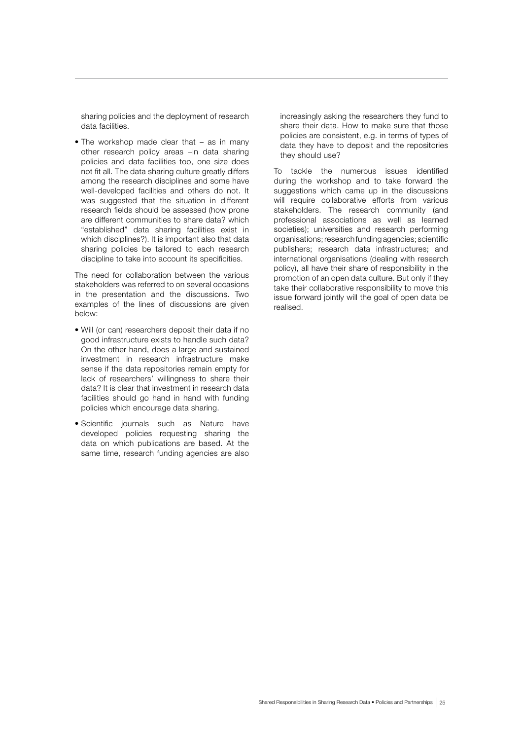sharing policies and the deployment of research data facilities.

- The workshop made clear that – as in many other research policy areas –in data sharing policies and data facilities too, one size does not fit all. The data sharing culture greatly differs among the research disciplines and some have well-developed facilities and others do not. It was suggested that the situation in different research fields should be assessed (how prone are different communities to share data? which "established" data sharing facilities exist in which disciplines?). It is important also that data sharing policies be tailored to each research discipline to take into account its specificities.

The need for collaboration between the various stakeholders was referred to on several occasions in the presentation and the discussions. Two examples of the lines of discussions are given below:

- Will (or can) researchers deposit their data if no good infrastructure exists to handle such data? On the other hand, does a large and sustained investment in research infrastructure make sense if the data repositories remain empty for lack of researchers' willingness to share their data? It is clear that investment in research data facilities should go hand in hand with funding policies which encourage data sharing.
- Scientific journals such as Nature have developed policies requesting sharing the data on which publications are based. At the same time, research funding agencies are also increasingly asking the researchers they fund to share their data. How to make sure that those policies are consistent, e.g. in terms of types of data they have to deposit and the repositories they should use?

To tackle the numerous issues identified during the workshop and to take forward the suggestions which came up in the discussions will require collaborative efforts from various stakeholders. The research community (and professional associations as well as learned societies); universities and research performing organisations; research funding agencies; scientific publishers; research data infrastructures; and international organisations (dealing with research policy), all have their share of responsibility in the promotion of an open data culture. But only if they take their collaborative responsibility to move this issue forward jointly will the goal of open data be realised.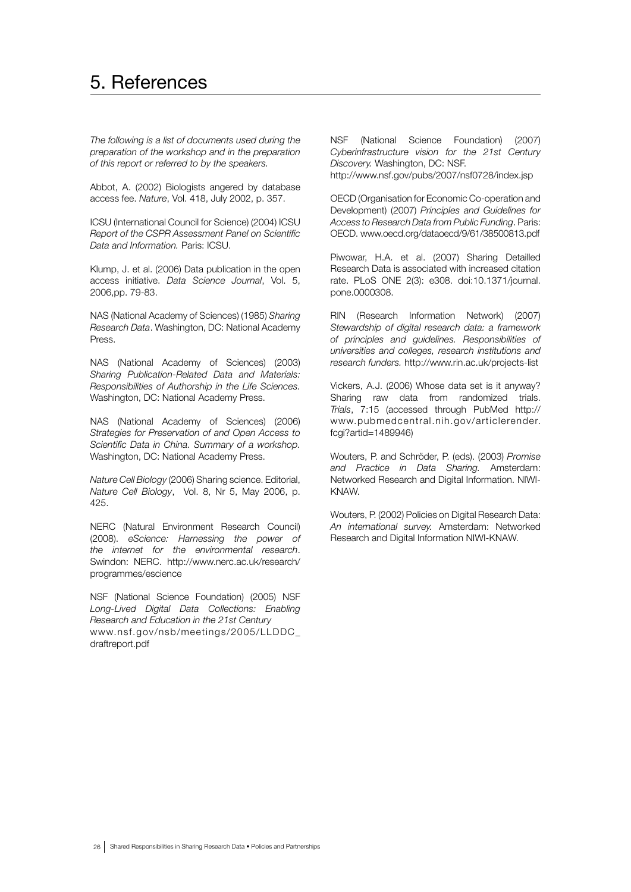# 5. References

*The following is a list of documents used during the preparation of the workshop and in the preparation of this report or referred to by the speakers.*

Abbot, A. (2002) Biologists angered by database access fee. *Nature*, Vol. 418, July 2002, p. 357.

ICSU (International Council for Science) (2004) ICSU *Report of the CSPR Assessment Panel on Scientific Data and Information.* Paris: ICSU.

Klump, J. et al. (2006) Data publication in the open access initiative. *Data Science Journal*, Vol. 5, 2006,pp. 79-83.

NAS (National Academy of Sciences) (1985) *Sharing Research Data*. Washington, DC: National Academy Press.

NAS (National Academy of Sciences) (2003) *Sharing Publication-Related Data and Materials: Responsibilities of Authorship in the Life Sciences.* Washington, DC: National Academy Press.

NAS (National Academy of Sciences) (2006) *Strategies for Preservation of and Open Access to Scientific Data in China. Summary of a workshop.* Washington, DC: National Academy Press.

*Nature Cell Biology* (2006) Sharing science. Editorial, *Nature Cell Biology*, Vol. 8, Nr 5, May 2006, p. 425.

NERC (Natural Environment Research Council) (2008). *eScience: Harnessing the power of the internet for the environmental research*. Swindon: NERC. http://www.nerc.ac.uk/research/programmes/escience

NSF (National Science Foundation) (2005) NSF *Long-Lived Digital Data Collections: Enabling Research and Education in the 21st Century* www.nsf.gov/nsb/meetings/2005/LLDDC_draftreport.pdf

NSF (National Science Foundation) (2007) *Cyberinfrastructure vision for the 21st Century Discovery.* Washington, DC: NSF. http://www.nsf.gov/pubs/2007/nsf0728/index.jsp

OECD (Organisation for Economic Co-operation and Development) (2007) *Principles and Guidelines for Access to Research Data from Public Funding*. Paris: OECD. www.oecd.org/dataoecd/9/61/38500813.pdf

Piwowar, H.A. et al. (2007) Sharing Detailled Research Data is associated with increased citation rate. PLoS ONE 2(3): e308. doi:10.1371/journal.pone.0000308.

RIN (Research Information Network) (2007) *Stewardship of digital research data: a framework of principles and guidelines. Responsibilities of universities and colleges, research institutions and research funders.* http://www.rin.ac.uk/projects-list

Vickers, A.J. (2006) Whose data set is it anyway? Sharing raw data from randomized trials. *Trials*, 7:15 (accessed through PubMed http://www.pubmedcentral.nih.gov/articlerender.fcgi?artid=1489946)

Wouters, P. and Schröder, P. (eds). (2003) *Promise and Practice in Data Sharing.* Amsterdam: Networked Research and Digital Information. NIWI-KNAW.

Wouters, P. (2002) Policies on Digital Research Data: *An international survey.* Amsterdam: Networked Research and Digital Information NIWI-KNAW.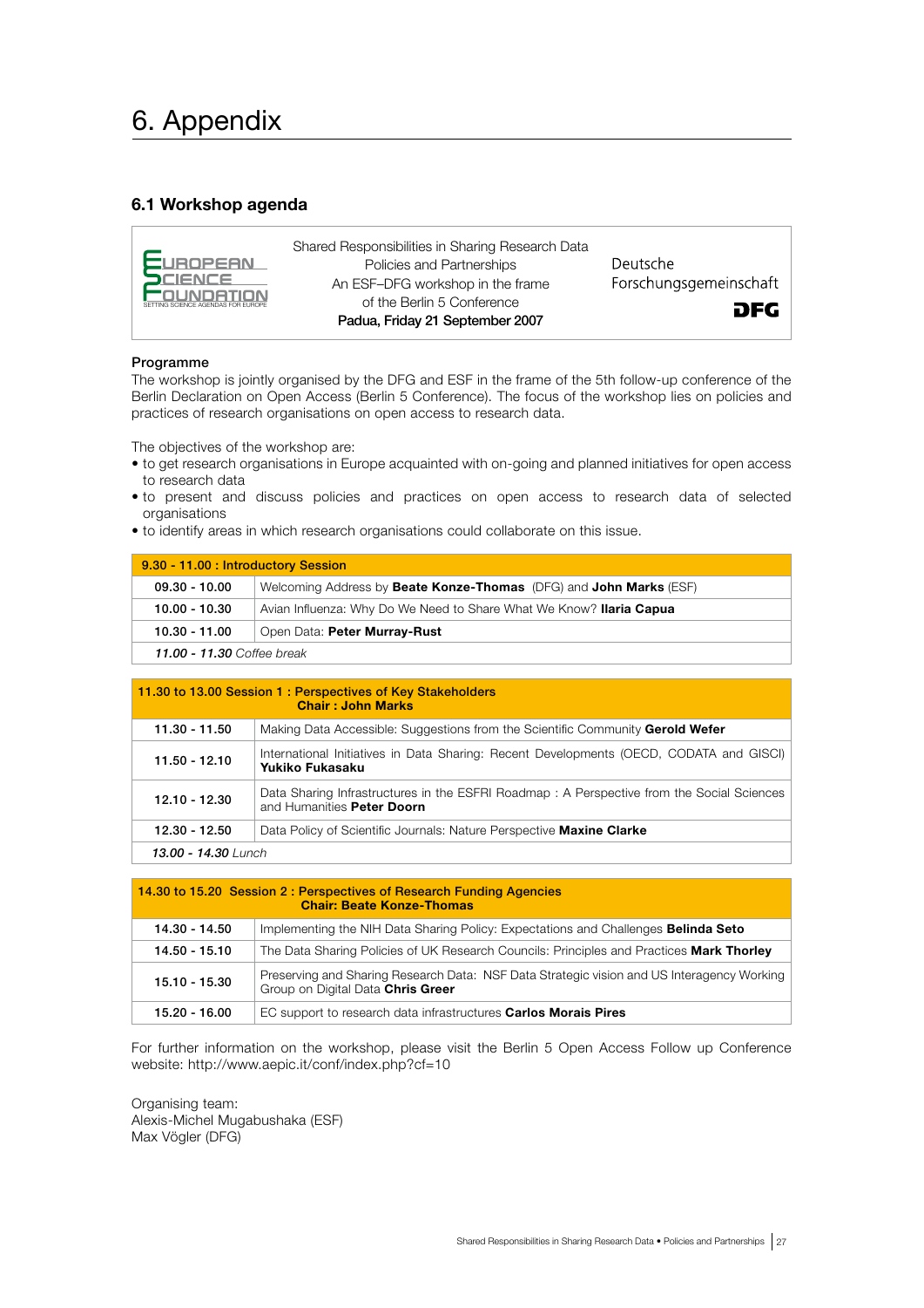# 6. Appendix

## 6.1 Workshop agenda

EUROPEAN SCIENCE FOUNDATION
SETTING SCIENCE AGENDAS FOR EUROPE

Shared Responsibilities in Sharing Research Data
Policies and Partnerships
An ESF–DFG workshop in the frame
of the Berlin 5 Conference
**Padua, Friday 21 September 2007**

Deutsche
Forschungsgemeinschaft
**DFG**

### Programme

The workshop is jointly organised by the DFG and ESF in the frame of the 5th follow-up conference of the Berlin Declaration on Open Access (Berlin 5 Conference). The focus of the workshop lies on policies and practices of research organisations on open access to research data.

The objectives of the workshop are:

- to get research organisations in Europe acquainted with on-going and planned initiatives for open access to research data
- to present and discuss policies and practices on open access to research data of selected organisations
- to identify areas in which research organisations could collaborate on this issue.

| **9.30 - 11.00 : Introductory Session** | |
|---|---|
| **09.30 - 10.00** | Welcoming Address by **Beate Konze-Thomas** (DFG) and **John Marks** (ESF) |
| **10.00 - 10.30** | Avian Influenza: Why Do We Need to Share What We Know? **Ilaria Capua** |
| **10.30 - 11.00** | Open Data: **Peter Murray-Rust** |
| ***11.00 - 11.30*** *Coffee break* | |

| **11.30 to 13.00 Session 1 : Perspectives of Key Stakeholders** **Chair : John Marks** | |
|---|---|
| **11.30 - 11.50** | Making Data Accessible: Suggestions from the Scientific Community **Gerold Wefer** |
| **11.50 - 12.10** | International Initiatives in Data Sharing: Recent Developments (OECD, CODATA and GISCI) **Yukiko Fukasaku** |
| **12.10 - 12.30** | Data Sharing Infrastructures in the ESFRI Roadmap : A Perspective from the Social Sciences and Humanities **Peter Doorn** |
| **12.30 - 12.50** | Data Policy of Scientific Journals: Nature Perspective **Maxine Clarke** |
| ***13.00 - 14.30*** *Lunch* | |

| **14.30 to 15.20 Session 2 : Perspectives of Research Funding Agencies** **Chair: Beate Konze-Thomas** | |
|---|---|
| **14.30 - 14.50** | Implementing the NIH Data Sharing Policy: Expectations and Challenges **Belinda Seto** |
| **14.50 - 15.10** | The Data Sharing Policies of UK Research Councils: Principles and Practices **Mark Thorley** |
| **15.10 - 15.30** | Preserving and Sharing Research Data: NSF Data Strategic vision and US Interagency Working Group on Digital Data **Chris Greer** |
| **15.20 - 16.00** | EC support to research data infrastructures **Carlos Morais Pires** |

For further information on the workshop, please visit the Berlin 5 Open Access Follow up Conference website: http://www.aepic.it/conf/index.php?cf=10

Organising team:
Alexis-Michel Mugabushaka (ESF)
Max Vögler (DFG)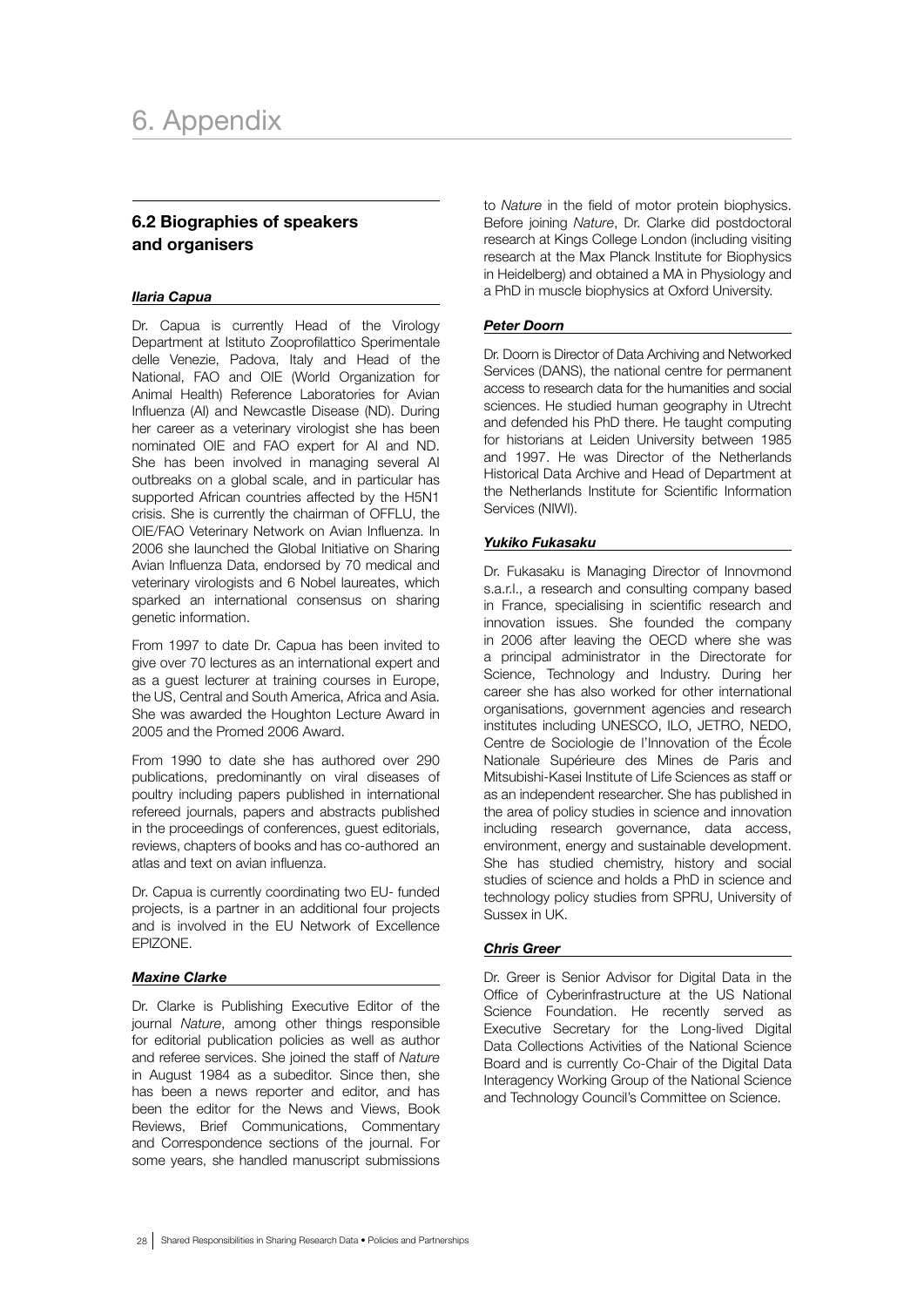# 6. Appendix

## 6.2 Biographies of speakers and organisers

***Ilaria Capua***

Dr. Capua is currently Head of the Virology Department at Istituto Zooprofilattico Sperimentale delle Venezie, Padova, Italy and Head of the National, FAO and OIE (World Organization for Animal Health) Reference Laboratories for Avian Influenza (AI) and Newcastle Disease (ND). During her career as a veterinary virologist she has been nominated OIE and FAO expert for AI and ND. She has been involved in managing several AI outbreaks on a global scale, and in particular has supported African countries affected by the H5N1 crisis. She is currently the chairman of OFFLU, the OIE/FAO Veterinary Network on Avian Influenza. In 2006 she launched the Global Initiative on Sharing Avian Influenza Data, endorsed by 70 medical and veterinary virologists and 6 Nobel laureates, which sparked an international consensus on sharing genetic information.

From 1997 to date Dr. Capua has been invited to give over 70 lectures as an international expert and as a guest lecturer at training courses in Europe, the US, Central and South America, Africa and Asia. She was awarded the Houghton Lecture Award in 2005 and the Promed 2006 Award.

From 1990 to date she has authored over 290 publications, predominantly on viral diseases of poultry including papers published in international refereed journals, papers and abstracts published in the proceedings of conferences, guest editorials, reviews, chapters of books and has co-authored an atlas and text on avian influenza.

Dr. Capua is currently coordinating two EU- funded projects, is a partner in an additional four projects and is involved in the EU Network of Excellence EPIZONE.

***Maxine Clarke***

Dr. Clarke is Publishing Executive Editor of the journal *Nature*, among other things responsible for editorial publication policies as well as author and referee services. She joined the staff of *Nature* in August 1984 as a subeditor. Since then, she has been a news reporter and editor, and has been the editor for the News and Views, Book Reviews, Brief Communications, Commentary and Correspondence sections of the journal. For some years, she handled manuscript submissions to *Nature* in the field of motor protein biophysics. Before joining *Nature*, Dr. Clarke did postdoctoral research at Kings College London (including visiting research at the Max Planck Institute for Biophysics in Heidelberg) and obtained a MA in Physiology and a PhD in muscle biophysics at Oxford University.

***Peter Doorn***

Dr. Doorn is Director of Data Archiving and Networked Services (DANS), the national centre for permanent access to research data for the humanities and social sciences. He studied human geography in Utrecht and defended his PhD there. He taught computing for historians at Leiden University between 1985 and 1997. He was Director of the Netherlands Historical Data Archive and Head of Department at the Netherlands Institute for Scientific Information Services (NIWI).

***Yukiko Fukasaku***

Dr. Fukasaku is Managing Director of Innovmond s.a.r.l., a research and consulting company based in France, specialising in scientific research and innovation issues. She founded the company in 2006 after leaving the OECD where she was a principal administrator in the Directorate for Science, Technology and Industry. During her career she has also worked for other international organisations, government agencies and research institutes including UNESCO, ILO, JETRO, NEDO, Centre de Sociologie de l'Innovation of the École Nationale Supérieure des Mines de Paris and Mitsubishi-Kasei Institute of Life Sciences as staff or as an independent researcher. She has published in the area of policy studies in science and innovation including research governance, data access, environment, energy and sustainable development. She has studied chemistry, history and social studies of science and holds a PhD in science and technology policy studies from SPRU, University of Sussex in UK.

***Chris Greer***

Dr. Greer is Senior Advisor for Digital Data in the Office of Cyberinfrastructure at the US National Science Foundation. He recently served as Executive Secretary for the Long-lived Digital Data Collections Activities of the National Science Board and is currently Co-Chair of the Digital Data Interagency Working Group of the National Science and Technology Council's Committee on Science.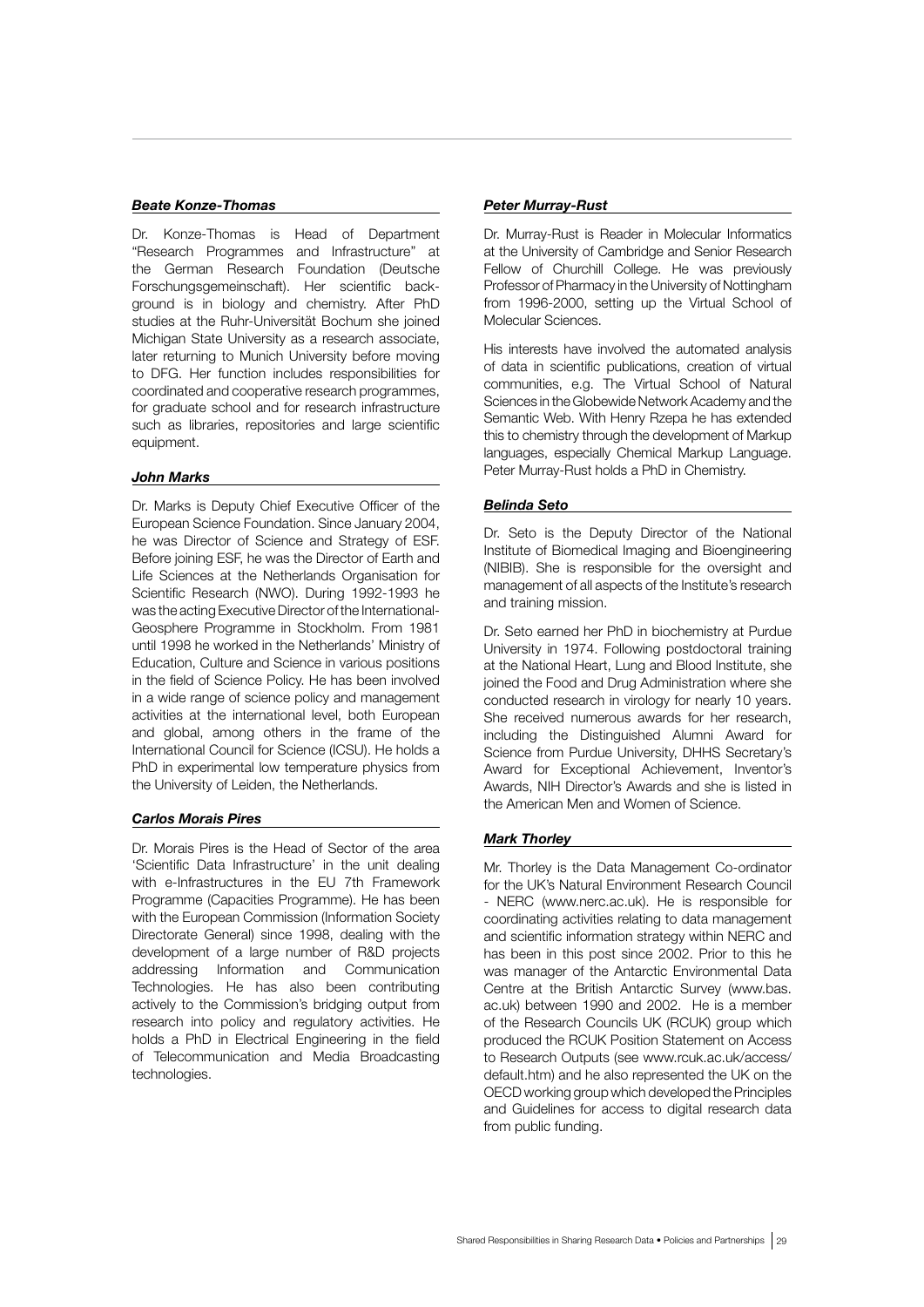### *Beate Konze-Thomas*

Dr. Konze-Thomas is Head of Department "Research Programmes and Infrastructure" at the German Research Foundation (Deutsche Forschungsgemeinschaft). Her scientific background is in biology and chemistry. After PhD studies at the Ruhr-Universität Bochum she joined Michigan State University as a research associate, later returning to Munich University before moving to DFG. Her function includes responsibilities for coordinated and cooperative research programmes, for graduate school and for research infrastructure such as libraries, repositories and large scientific equipment.

### *John Marks*

Dr. Marks is Deputy Chief Executive Officer of the European Science Foundation. Since January 2004, he was Director of Science and Strategy of ESF. Before joining ESF, he was the Director of Earth and Life Sciences at the Netherlands Organisation for Scientific Research (NWO). During 1992-1993 he was the acting Executive Director of the International-Geosphere Programme in Stockholm. From 1981 until 1998 he worked in the Netherlands' Ministry of Education, Culture and Science in various positions in the field of Science Policy. He has been involved in a wide range of science policy and management activities at the international level, both European and global, among others in the frame of the International Council for Science (ICSU). He holds a PhD in experimental low temperature physics from the University of Leiden, the Netherlands.

### *Carlos Morais Pires*

Dr. Morais Pires is the Head of Sector of the area 'Scientific Data Infrastructure' in the unit dealing with e-Infrastructures in the EU 7th Framework Programme (Capacities Programme). He has been with the European Commission (Information Society Directorate General) since 1998, dealing with the development of a large number of R&D projects addressing Information and Communication Technologies. He has also been contributing actively to the Commission's bridging output from research into policy and regulatory activities. He holds a PhD in Electrical Engineering in the field of Telecommunication and Media Broadcasting technologies.

### *Peter Murray-Rust*

Dr. Murray-Rust is Reader in Molecular Informatics at the University of Cambridge and Senior Research Fellow of Churchill College. He was previously Professor of Pharmacy in the University of Nottingham from 1996-2000, setting up the Virtual School of Molecular Sciences.

His interests have involved the automated analysis of data in scientific publications, creation of virtual communities, e.g. The Virtual School of Natural Sciences in the Globewide Network Academy and the Semantic Web. With Henry Rzepa he has extended this to chemistry through the development of Markup languages, especially Chemical Markup Language. Peter Murray-Rust holds a PhD in Chemistry.

### *Belinda Seto*

Dr. Seto is the Deputy Director of the National Institute of Biomedical Imaging and Bioengineering (NIBIB). She is responsible for the oversight and management of all aspects of the Institute's research and training mission.

Dr. Seto earned her PhD in biochemistry at Purdue University in 1974. Following postdoctoral training at the National Heart, Lung and Blood Institute, she joined the Food and Drug Administration where she conducted research in virology for nearly 10 years. She received numerous awards for her research, including the Distinguished Alumni Award for Science from Purdue University, DHHS Secretary's Award for Exceptional Achievement, Inventor's Awards, NIH Director's Awards and she is listed in the American Men and Women of Science.

### *Mark Thorley*

Mr. Thorley is the Data Management Co-ordinator for the UK's Natural Environment Research Council - NERC (www.nerc.ac.uk). He is responsible for coordinating activities relating to data management and scientific information strategy within NERC and has been in this post since 2002. Prior to this he was manager of the Antarctic Environmental Data Centre at the British Antarctic Survey (www.bas.ac.uk) between 1990 and 2002. He is a member of the Research Councils UK (RCUK) group which produced the RCUK Position Statement on Access to Research Outputs (see www.rcuk.ac.uk/access/default.htm) and he also represented the UK on the OECD working group which developed the Principles and Guidelines for access to digital research data from public funding.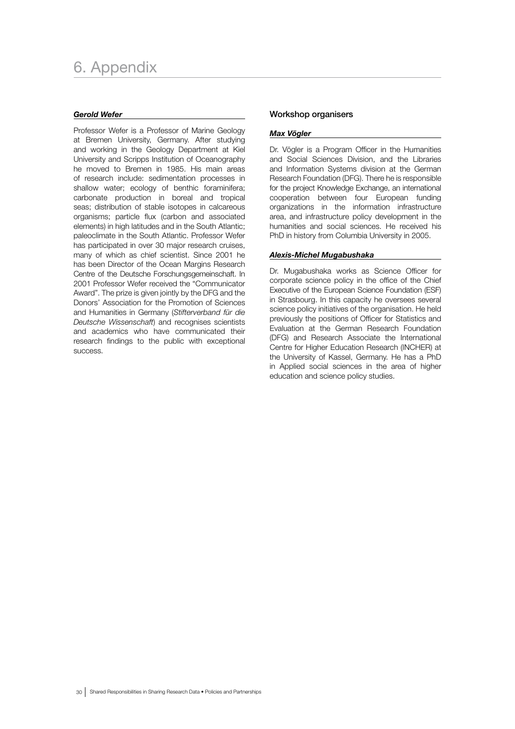# 6. Appendix

***Gerold Wefer***

Professor Wefer is a Professor of Marine Geology at Bremen University, Germany. After studying and working in the Geology Department at Kiel University and Scripps Institution of Oceanography he moved to Bremen in 1985. His main areas of research include: sedimentation processes in shallow water; ecology of benthic foraminifera; carbonate production in boreal and tropical seas; distribution of stable isotopes in calcareous organisms; particle flux (carbon and associated elements) in high latitudes and in the South Atlantic; paleoclimate in the South Atlantic. Professor Wefer has participated in over 30 major research cruises, many of which as chief scientist. Since 2001 he has been Director of the Ocean Margins Research Centre of the Deutsche Forschungsgemeinschaft. In 2001 Professor Wefer received the "Communicator Award". The prize is given jointly by the DFG and the Donors' Association for the Promotion of Sciences and Humanities in Germany (*Stifterverband für die Deutsche Wissenschaft*) and recognises scientists and academics who have communicated their research findings to the public with exceptional success.

## Workshop organisers

***Max Vögler***

Dr. Vögler is a Program Officer in the Humanities and Social Sciences Division, and the Libraries and Information Systems division at the German Research Foundation (DFG). There he is responsible for the project Knowledge Exchange, an international cooperation between four European funding organizations in the information infrastructure area, and infrastructure policy development in the humanities and social sciences. He received his PhD in history from Columbia University in 2005.

***Alexis-Michel Mugabushaka***

Dr. Mugabushaka works as Science Officer for corporate science policy in the office of the Chief Executive of the European Science Foundation (ESF) in Strasbourg. In this capacity he oversees several science policy initiatives of the organisation. He held previously the positions of Officer for Statistics and Evaluation at the German Research Foundation (DFG) and Research Associate the International Centre for Higher Education Research (INCHER) at the University of Kassel, Germany. He has a PhD in Applied social sciences in the area of higher education and science policy studies.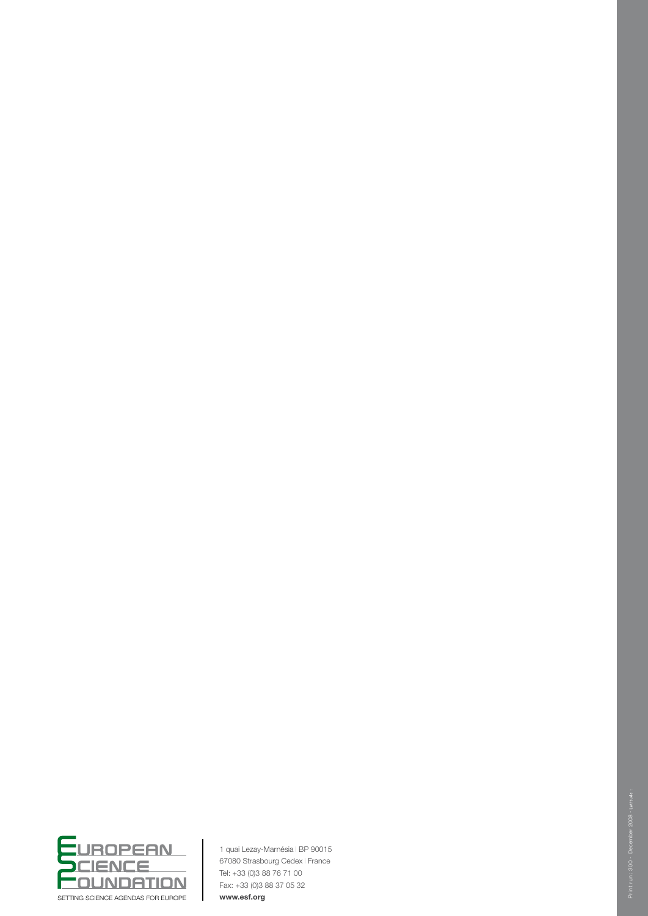EUROPEAN SCIENCE FOUNDATION

SETTING SCIENCE AGENDAS FOR EUROPE

1 quai Lezay-Marnésia | BP 90015
67080 Strasbourg Cedex | France
Tel: +33 (0)3 88 76 71 00
Fax: +33 (0)3 88 37 05 32
**www.esf.org**

Print run: 300 - December 2008 - Latitude -